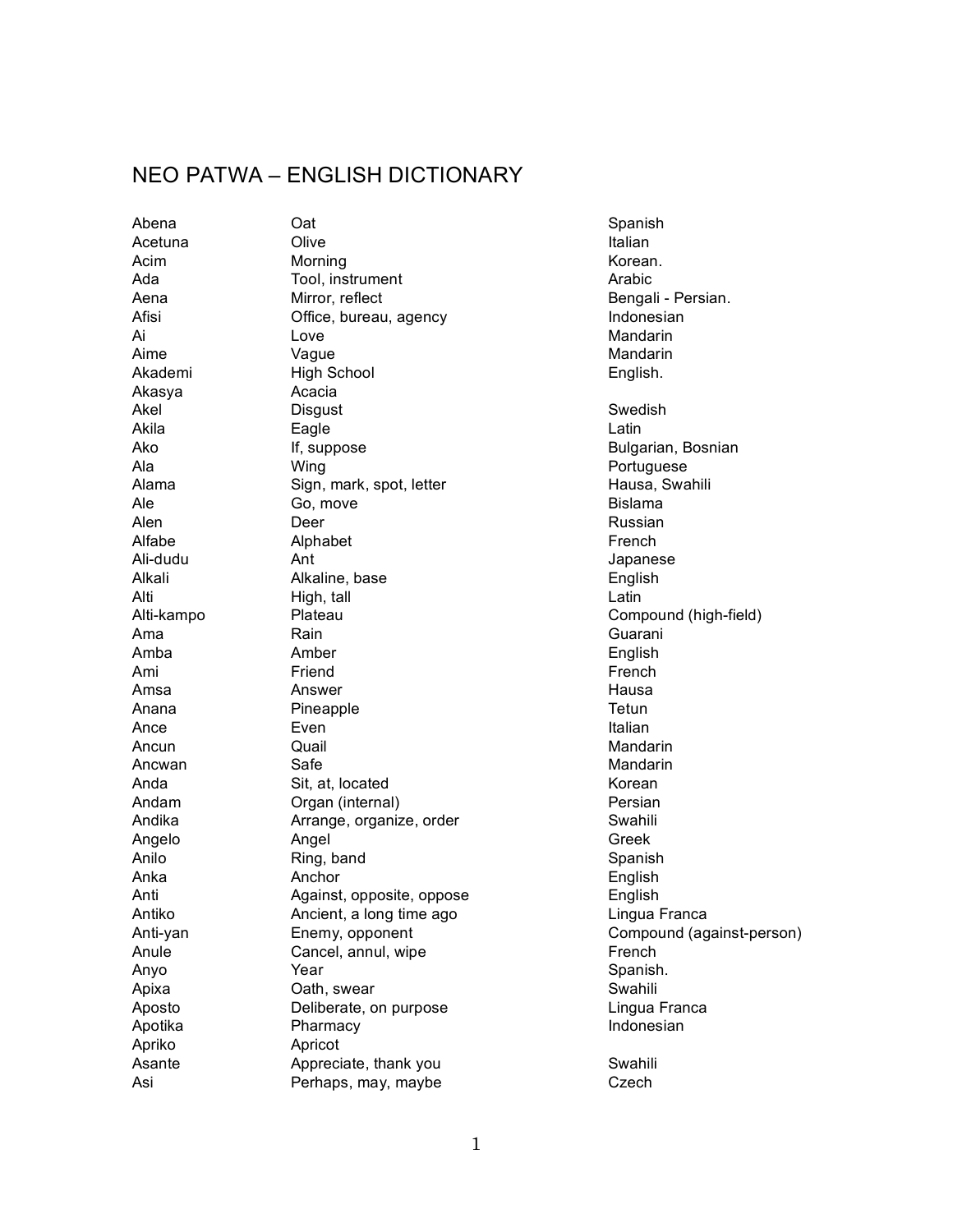# NEO PATWA – ENGLISH DICTIONARY

| | | |
|---|---|---|
| Abena | Oat | Spanish |
| Acetuna | Olive | Italian |
| Acim | Morning | Korean. |
| Ada | Tool, instrument | Arabic |
| Aena | Mirror, reflect | Bengali - Persian. |
| Afisi | Office, bureau, agency | Indonesian |
| Ai | Love | Mandarin |
| Aime | Vague | Mandarin |
| Akademi | High School | English. |
| Akasya | Acacia | |
| Akel | Disgust | Swedish |
| Akila | Eagle | Latin |
| Ako | If, suppose | Bulgarian, Bosnian |
| Ala | Wing | Portuguese |
| Alama | Sign, mark, spot, letter | Hausa, Swahili |
| Ale | Go, move | Bislama |
| Alen | Deer | Russian |
| Alfabe | Alphabet | French |
| Ali-dudu | Ant | Japanese |
| Alkali | Alkaline, base | English |
| Alti | High, tall | Latin |
| Alti-kampo | Plateau | Compound (high-field) |
| Ama | Rain | Guarani |
| Amba | Amber | English |
| Ami | Friend | French |
| Amsa | Answer | Hausa |
| Anana | Pineapple | Tetun |
| Ance | Even | Italian |
| Ancun | Quail | Mandarin |
| Ancwan | Safe | Mandarin |
| Anda | Sit, at, located | Korean |
| Andam | Organ (internal) | Persian |
| Andika | Arrange, organize, order | Swahili |
| Angelo | Angel | Greek |
| Anilo | Ring, band | Spanish |
| Anka | Anchor | English |
| Anti | Against, opposite, oppose | English |
| Antiko | Ancient, a long time ago | Lingua Franca |
| Anti-yan | Enemy, opponent | Compound (against-person) |
| Anule | Cancel, annul, wipe | French |
| Anyo | Year | Spanish. |
| Apixa | Oath, swear | Swahili |
| Aposto | Deliberate, on purpose | Lingua Franca |
| Apotika | Pharmacy | Indonesian |
| Apriko | Apricot | |
| Asante | Appreciate, thank you | Swahili |
| Asi | Perhaps, may, maybe | Czech |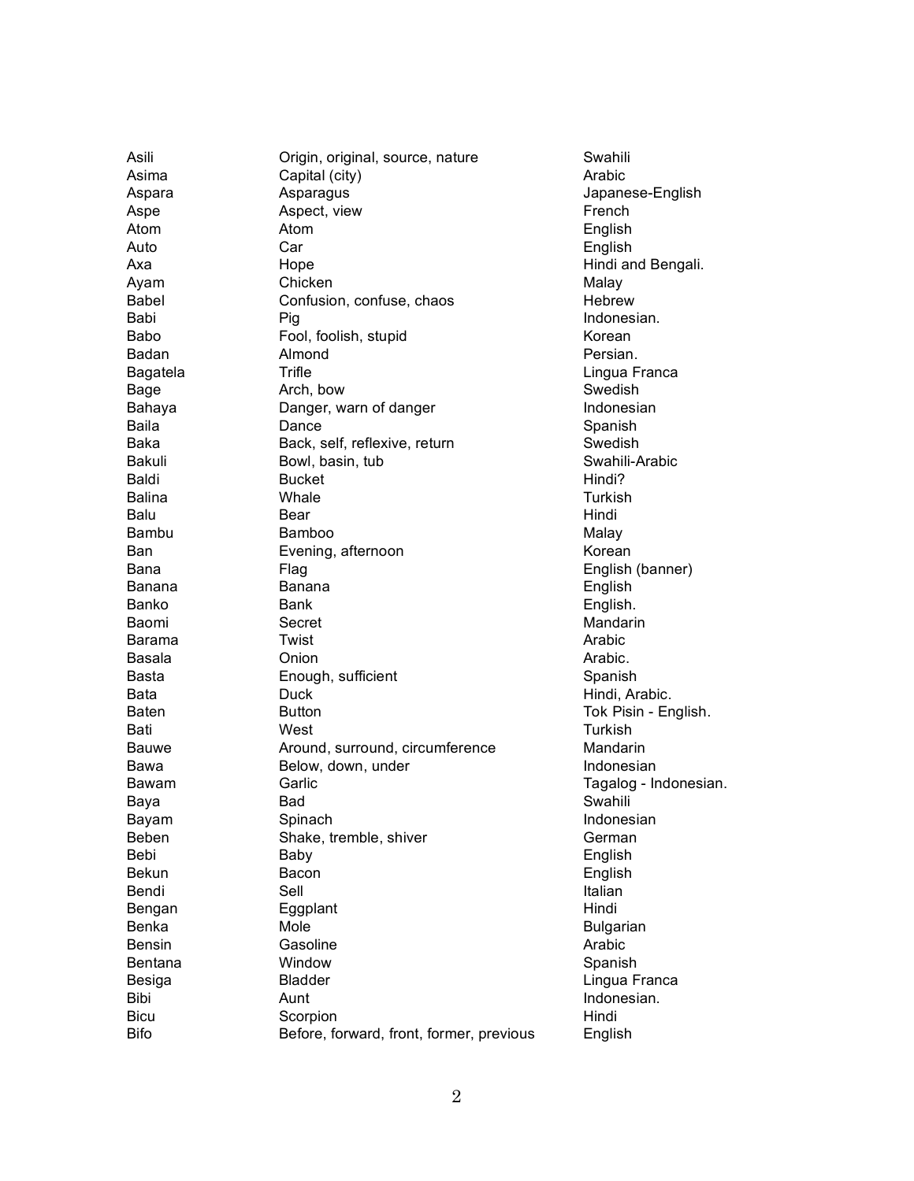| | | |
|---|---|---|
| Asili | Origin, original, source, nature | Swahili |
| Asima | Capital (city) | Arabic |
| Aspara | Asparagus | Japanese-English |
| Aspe | Aspect, view | French |
| Atom | Atom | English |
| Auto | Car | English |
| Axa | Hope | Hindi and Bengali. |
| Ayam | Chicken | Malay |
| Babel | Confusion, confuse, chaos | Hebrew |
| Babi | Pig | Indonesian. |
| Babo | Fool, foolish, stupid | Korean |
| Badan | Almond | Persian. |
| Bagatela | Trifle | Lingua Franca |
| Bage | Arch, bow | Swedish |
| Bahaya | Danger, warn of danger | Indonesian |
| Baila | Dance | Spanish |
| Baka | Back, self, reflexive, return | Swedish |
| Bakuli | Bowl, basin, tub | Swahili-Arabic |
| Baldi | Bucket | Hindi? |
| Balina | Whale | Turkish |
| Balu | Bear | Hindi |
| Bambu | Bamboo | Malay |
| Ban | Evening, afternoon | Korean |
| Bana | Flag | English (banner) |
| Banana | Banana | English |
| Banko | Bank | English. |
| Baomi | Secret | Mandarin |
| Barama | Twist | Arabic |
| Basala | Onion | Arabic. |
| Basta | Enough, sufficient | Spanish |
| Bata | Duck | Hindi, Arabic. |
| Baten | Button | Tok Pisin - English. |
| Bati | West | Turkish |
| Bauwe | Around, surround, circumference | Mandarin |
| Bawa | Below, down, under | Indonesian |
| Bawam | Garlic | Tagalog - Indonesian. |
| Baya | Bad | Swahili |
| Bayam | Spinach | Indonesian |
| Beben | Shake, tremble, shiver | German |
| Bebi | Baby | English |
| Bekun | Bacon | English |
| Bendi | Sell | Italian |
| Bengan | Eggplant | Hindi |
| Benka | Mole | Bulgarian |
| Bensin | Gasoline | Arabic |
| Bentana | Window | Spanish |
| Besiga | Bladder | Lingua Franca |
| Bibi | Aunt | Indonesian. |
| Bicu | Scorpion | Hindi |
| Bifo | Before, forward, front, former, previous | English |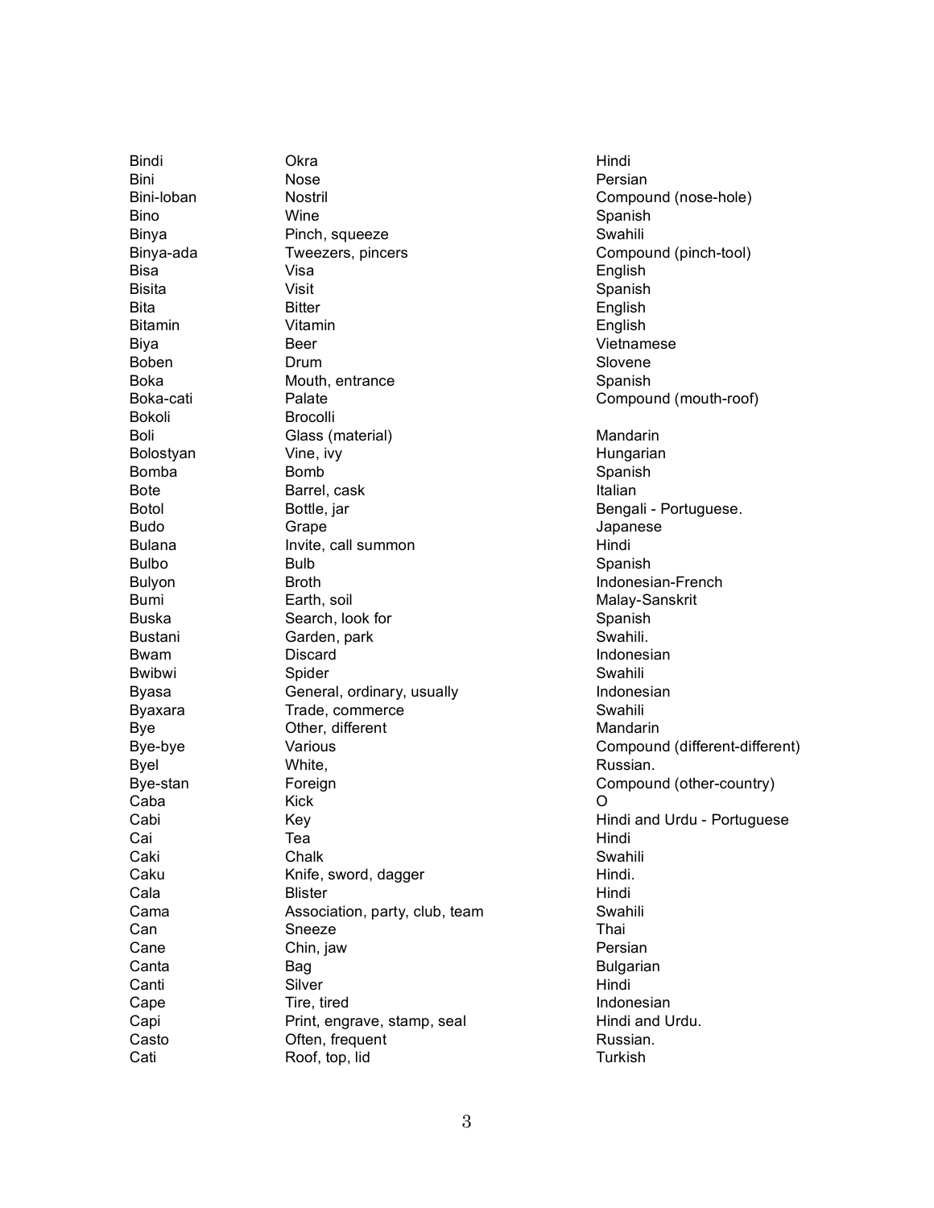| | | |
|---|---|---|
| Bindi | Okra | Hindi |
| Bini | Nose | Persian |
| Bini-loban | Nostril | Compound (nose-hole) |
| Bino | Wine | Spanish |
| Binya | Pinch, squeeze | Swahili |
| Binya-ada | Tweezers, pincers | Compound (pinch-tool) |
| Bisa | Visa | English |
| Bisita | Visit | Spanish |
| Bita | Bitter | English |
| Bitamin | Vitamin | English |
| Biya | Beer | Vietnamese |
| Boben | Drum | Slovene |
| Boka | Mouth, entrance | Spanish |
| Boka-cati | Palate | Compound (mouth-roof) |
| Bokoli | Brocolli | |
| Boli | Glass (material) | Mandarin |
| Bolostyan | Vine, ivy | Hungarian |
| Bomba | Bomb | Spanish |
| Bote | Barrel, cask | Italian |
| Botol | Bottle, jar | Bengali - Portuguese. |
| Budo | Grape | Japanese |
| Bulana | Invite, call summon | Hindi |
| Bulbo | Bulb | Spanish |
| Bulyon | Broth | Indonesian-French |
| Bumi | Earth, soil | Malay-Sanskrit |
| Buska | Search, look for | Spanish |
| Bustani | Garden, park | Swahili. |
| Bwam | Discard | Indonesian |
| Bwibwi | Spider | Swahili |
| Byasa | General, ordinary, usually | Indonesian |
| Byaxara | Trade, commerce | Swahili |
| Bye | Other, different | Mandarin |
| Bye-bye | Various | Compound (different-different) |
| Byel | White, | Russian. |
| Bye-stan | Foreign | Compound (other-country) |
| Caba | Kick | O |
| Cabi | Key | Hindi and Urdu - Portuguese |
| Cai | Tea | Hindi |
| Caki | Chalk | Swahili |
| Caku | Knife, sword, dagger | Hindi. |
| Cala | Blister | Hindi |
| Cama | Association, party, club, team | Swahili |
| Can | Sneeze | Thai |
| Cane | Chin, jaw | Persian |
| Canta | Bag | Bulgarian |
| Canti | Silver | Hindi |
| Cape | Tire, tired | Indonesian |
| Capi | Print, engrave, stamp, seal | Hindi and Urdu. |
| Casto | Often, frequent | Russian. |
| Cati | Roof, top, lid | Turkish |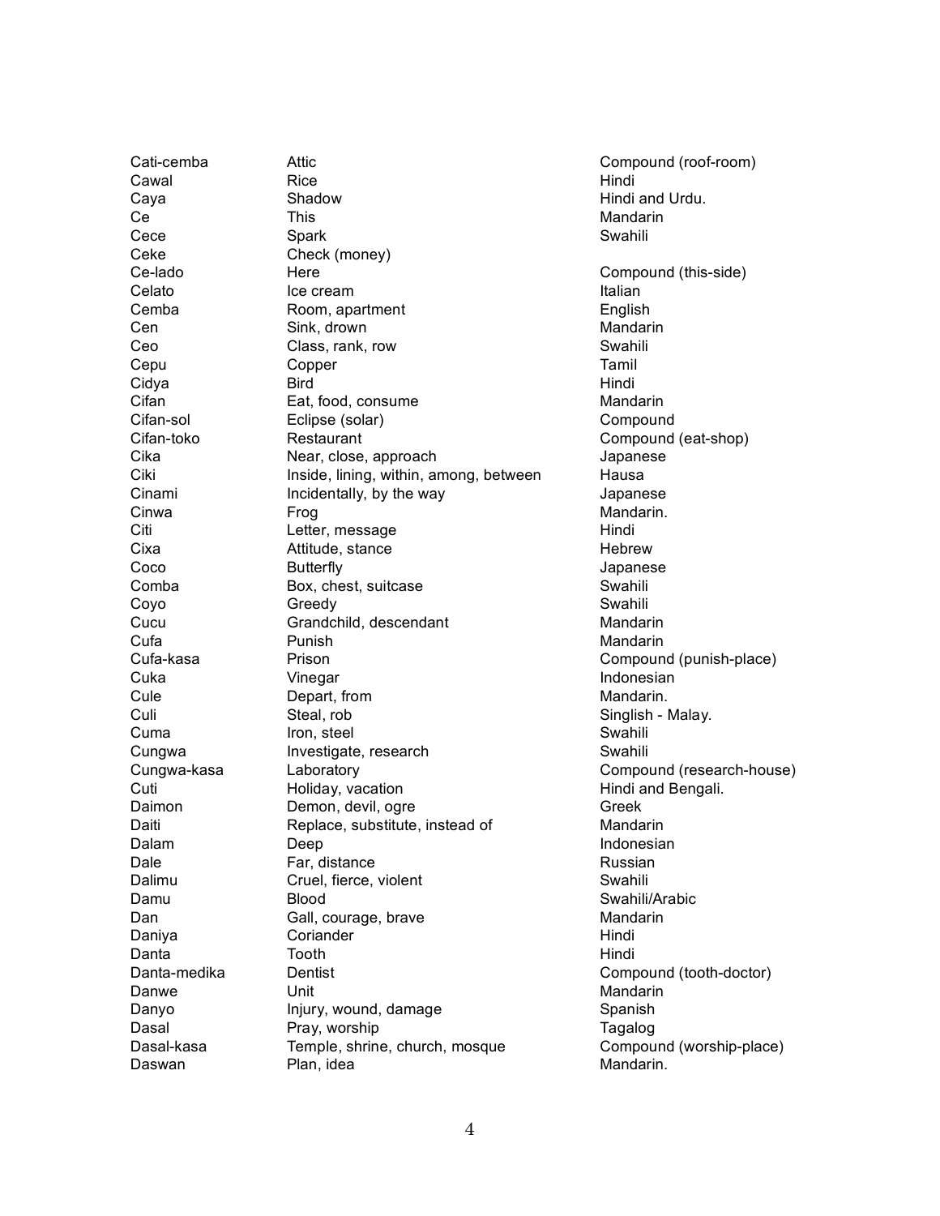| | | |
|---|---|---|
| Cati-cemba | Attic | Compound (roof-room) |
| Cawal | Rice | Hindi |
| Caya | Shadow | Hindi and Urdu. |
| Ce | This | Mandarin |
| Cece | Spark | Swahili |
| Ceke | Check (money) | |
| Ce-lado | Here | Compound (this-side) |
| Celato | Ice cream | Italian |
| Cemba | Room, apartment | English |
| Cen | Sink, drown | Mandarin |
| Ceo | Class, rank, row | Swahili |
| Cepu | Copper | Tamil |
| Cidya | Bird | Hindi |
| Cifan | Eat, food, consume | Mandarin |
| Cifan-sol | Eclipse (solar) | Compound |
| Cifan-toko | Restaurant | Compound (eat-shop) |
| Cika | Near, close, approach | Japanese |
| Ciki | Inside, lining, within, among, between | Hausa |
| Cinami | Incidentally, by the way | Japanese |
| Cinwa | Frog | Mandarin. |
| Citi | Letter, message | Hindi |
| Cixa | Attitude, stance | Hebrew |
| Coco | Butterfly | Japanese |
| Comba | Box, chest, suitcase | Swahili |
| Coyo | Greedy | Swahili |
| Cucu | Grandchild, descendant | Mandarin |
| Cufa | Punish | Mandarin |
| Cufa-kasa | Prison | Compound (punish-place) |
| Cuka | Vinegar | Indonesian |
| Cule | Depart, from | Mandarin. |
| Culi | Steal, rob | Singlish - Malay. |
| Cuma | Iron, steel | Swahili |
| Cungwa | Investigate, research | Swahili |
| Cungwa-kasa | Laboratory | Compound (research-house) |
| Cuti | Holiday, vacation | Hindi and Bengali. |
| Daimon | Demon, devil, ogre | Greek |
| Daiti | Replace, substitute, instead of | Mandarin |
| Dalam | Deep | Indonesian |
| Dale | Far, distance | Russian |
| Dalimu | Cruel, fierce, violent | Swahili |
| Damu | Blood | Swahili/Arabic |
| Dan | Gall, courage, brave | Mandarin |
| Daniya | Coriander | Hindi |
| Danta | Tooth | Hindi |
| Danta-medika | Dentist | Compound (tooth-doctor) |
| Danwe | Unit | Mandarin |
| Danyo | Injury, wound, damage | Spanish |
| Dasal | Pray, worship | Tagalog |
| Dasal-kasa | Temple, shrine, church, mosque | Compound (worship-place) |
| Daswan | Plan, idea | Mandarin. |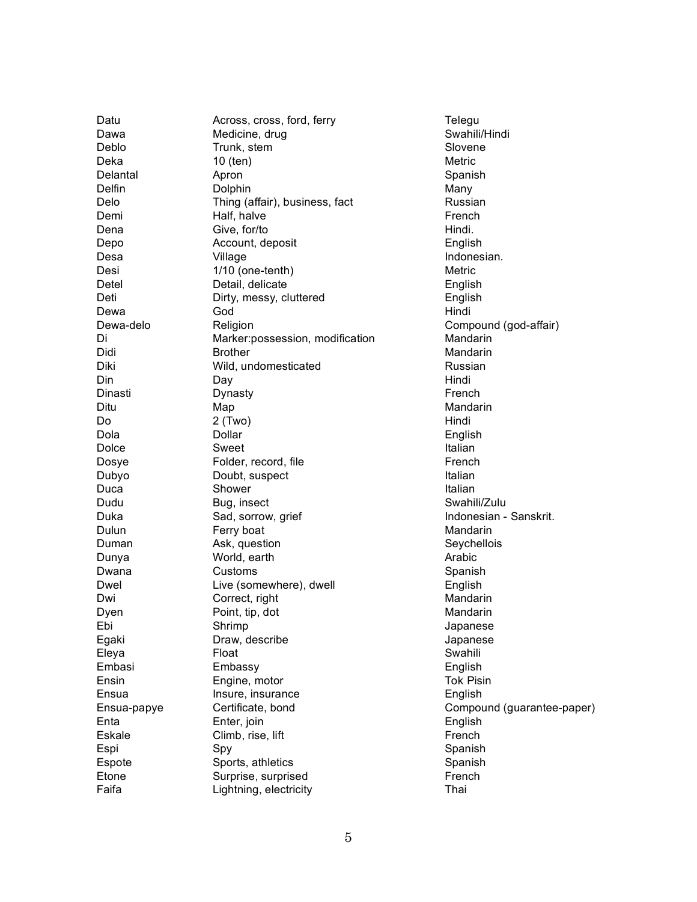| | | |
|---|---|---|
| Datu | Across, cross, ford, ferry | Telegu |
| Dawa | Medicine, drug | Swahili/Hindi |
| Deblo | Trunk, stem | Slovene |
| Deka | 10 (ten) | Metric |
| Delantal | Apron | Spanish |
| Delfin | Dolphin | Many |
| Delo | Thing (affair), business, fact | Russian |
| Demi | Half, halve | French |
| Dena | Give, for/to | Hindi. |
| Depo | Account, deposit | English |
| Desa | Village | Indonesian. |
| Desi | 1/10 (one-tenth) | Metric |
| Detel | Detail, delicate | English |
| Deti | Dirty, messy, cluttered | English |
| Dewa | God | Hindi |
| Dewa-delo | Religion | Compound (god-affair) |
| Di | Marker:possession, modification | Mandarin |
| Didi | Brother | Mandarin |
| Diki | Wild, undomesticated | Russian |
| Din | Day | Hindi |
| Dinasti | Dynasty | French |
| Ditu | Map | Mandarin |
| Do | 2 (Two) | Hindi |
| Dola | Dollar | English |
| Dolce | Sweet | Italian |
| Dosye | Folder, record, file | French |
| Dubyo | Doubt, suspect | Italian |
| Duca | Shower | Italian |
| Dudu | Bug, insect | Swahili/Zulu |
| Duka | Sad, sorrow, grief | Indonesian - Sanskrit. |
| Dulun | Ferry boat | Mandarin |
| Duman | Ask, question | Seychellois |
| Dunya | World, earth | Arabic |
| Dwana | Customs | Spanish |
| Dwel | Live (somewhere), dwell | English |
| Dwi | Correct, right | Mandarin |
| Dyen | Point, tip, dot | Mandarin |
| Ebi | Shrimp | Japanese |
| Egaki | Draw, describe | Japanese |
| Eleya | Float | Swahili |
| Embasi | Embassy | English |
| Ensin | Engine, motor | Tok Pisin |
| Ensua | Insure, insurance | English |
| Ensua-papye | Certificate, bond | Compound (guarantee-paper) |
| Enta | Enter, join | English |
| Eskale | Climb, rise, lift | French |
| Espi | Spy | Spanish |
| Espote | Sports, athletics | Spanish |
| Etone | Surprise, surprised | French |
| Faifa | Lightning, electricity | Thai |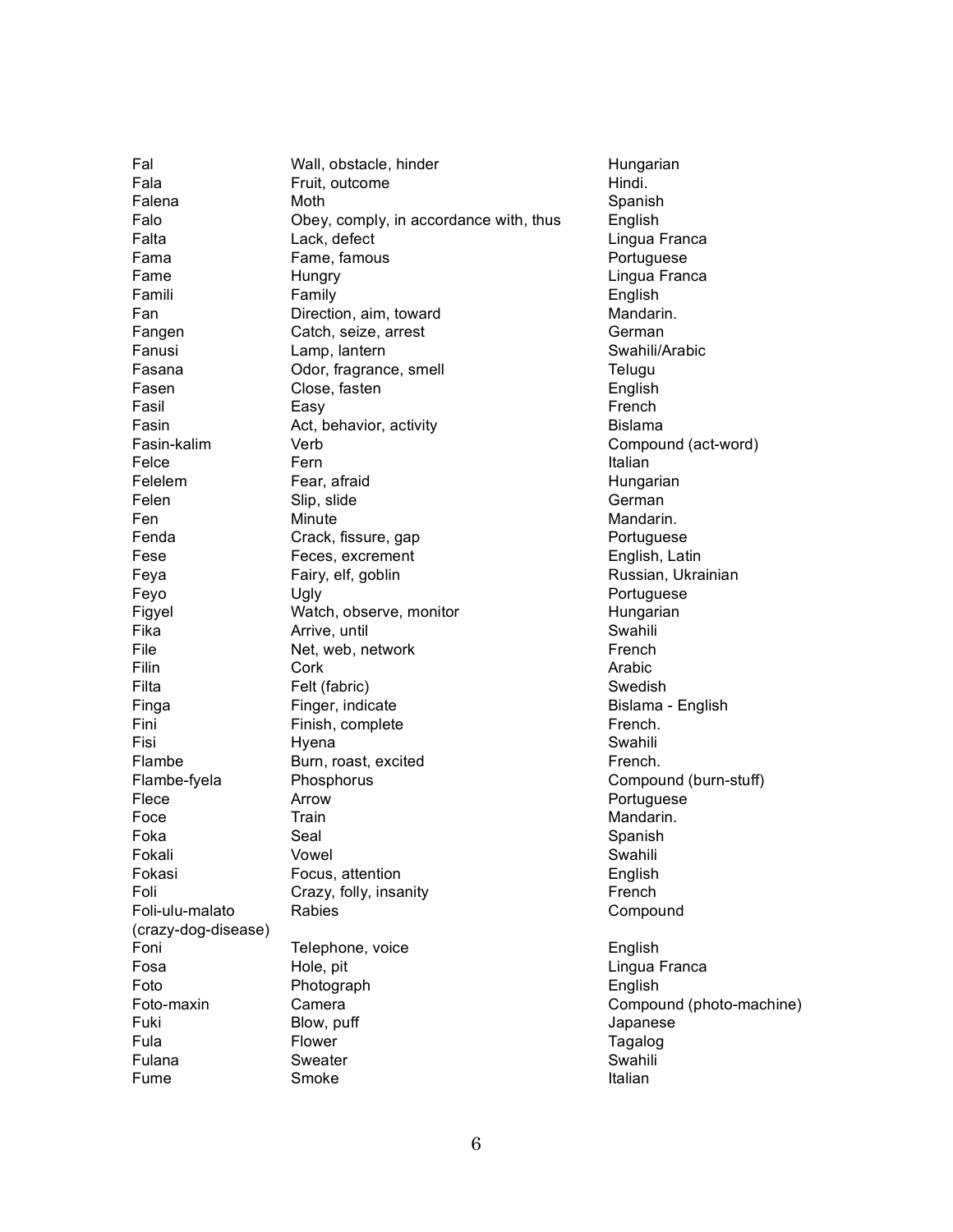| | | |
|---|---|---|
| Fal | Wall, obstacle, hinder | Hungarian |
| Fala | Fruit, outcome | Hindi. |
| Falena | Moth | Spanish |
| Falo | Obey, comply, in accordance with, thus | English |
| Falta | Lack, defect | Lingua Franca |
| Fama | Fame, famous | Portuguese |
| Fame | Hungry | Lingua Franca |
| Famili | Family | English |
| Fan | Direction, aim, toward | Mandarin. |
| Fangen | Catch, seize, arrest | German |
| Fanusi | Lamp, lantern | Swahili/Arabic |
| Fasana | Odor, fragrance, smell | Telugu |
| Fasen | Close, fasten | English |
| Fasil | Easy | French |
| Fasin | Act, behavior, activity | Bislama |
| Fasin-kalim | Verb | Compound (act-word) |
| Felce | Fern | Italian |
| Felelem | Fear, afraid | Hungarian |
| Felen | Slip, slide | German |
| Fen | Minute | Mandarin. |
| Fenda | Crack, fissure, gap | Portuguese |
| Fese | Feces, excrement | English, Latin |
| Feya | Fairy, elf, goblin | Russian, Ukrainian |
| Feyo | Ugly | Portuguese |
| Figyel | Watch, observe, monitor | Hungarian |
| Fika | Arrive, until | Swahili |
| File | Net, web, network | French |
| Filin | Cork | Arabic |
| Filta | Felt (fabric) | Swedish |
| Finga | Finger, indicate | Bislama - English |
| Fini | Finish, complete | French. |
| Fisi | Hyena | Swahili |
| Flambe | Burn, roast, excited | French. |
| Flambe-fyela | Phosphorus | Compound (burn-stuff) |
| Flece | Arrow | Portuguese |
| Foce | Train | Mandarin. |
| Foka | Seal | Spanish |
| Fokali | Vowel | Swahili |
| Fokasi | Focus, attention | English |
| Foli | Crazy, folly, insanity | French |
| Foli-ulu-malato (crazy-dog-disease) | Rabies | Compound |
| Foni | Telephone, voice | English |
| Fosa | Hole, pit | Lingua Franca |
| Foto | Photograph | English |
| Foto-maxin | Camera | Compound (photo-machine) |
| Fuki | Blow, puff | Japanese |
| Fula | Flower | Tagalog |
| Fulana | Sweater | Swahili |
| Fume | Smoke | Italian |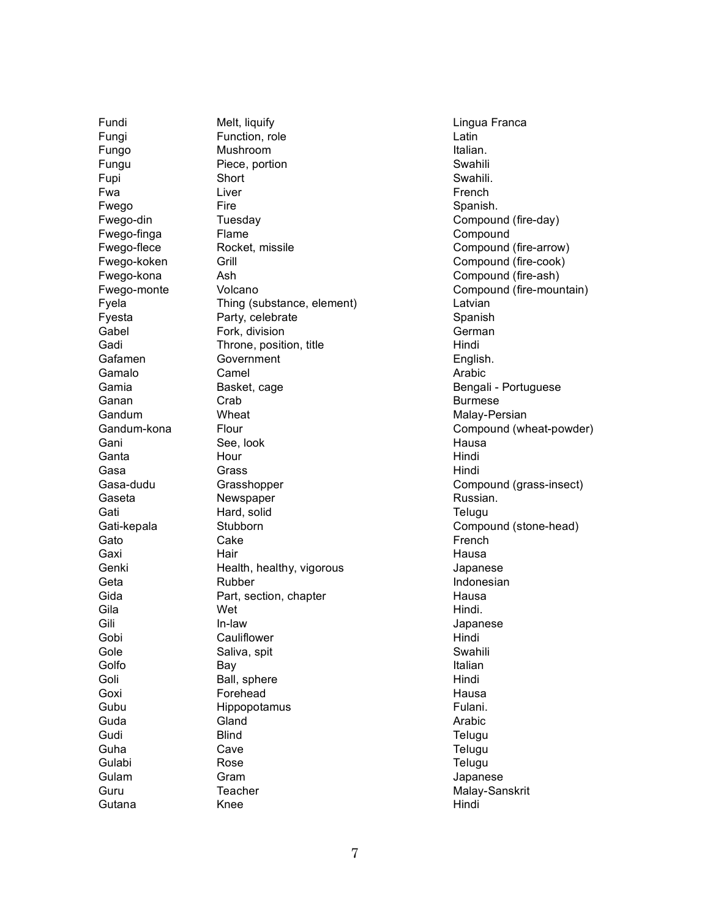| | | |
|---|---|---|
| Fundi | Melt, liquify | Lingua Franca |
| Fungi | Function, role | Latin |
| Fungo | Mushroom | Italian. |
| Fungu | Piece, portion | Swahili |
| Fupi | Short | Swahili. |
| Fwa | Liver | French |
| Fwego | Fire | Spanish. |
| Fwego-din | Tuesday | Compound (fire-day) |
| Fwego-finga | Flame | Compound |
| Fwego-flece | Rocket, missile | Compound (fire-arrow) |
| Fwego-koken | Grill | Compound (fire-cook) |
| Fwego-kona | Ash | Compound (fire-ash) |
| Fwego-monte | Volcano | Compound (fire-mountain) |
| Fyela | Thing (substance, element) | Latvian |
| Fyesta | Party, celebrate | Spanish |
| Gabel | Fork, division | German |
| Gadi | Throne, position, title | Hindi |
| Gafamen | Government | English. |
| Gamalo | Camel | Arabic |
| Gamia | Basket, cage | Bengali - Portuguese |
| Ganan | Crab | Burmese |
| Gandum | Wheat | Malay-Persian |
| Gandum-kona | Flour | Compound (wheat-powder) |
| Gani | See, look | Hausa |
| Ganta | Hour | Hindi |
| Gasa | Grass | Hindi |
| Gasa-dudu | Grasshopper | Compound (grass-insect) |
| Gaseta | Newspaper | Russian. |
| Gati | Hard, solid | Telugu |
| Gati-kepala | Stubborn | Compound (stone-head) |
| Gato | Cake | French |
| Gaxi | Hair | Hausa |
| Genki | Health, healthy, vigorous | Japanese |
| Geta | Rubber | Indonesian |
| Gida | Part, section, chapter | Hausa |
| Gila | Wet | Hindi. |
| Gili | In-law | Japanese |
| Gobi | Cauliflower | Hindi |
| Gole | Saliva, spit | Swahili |
| Golfo | Bay | Italian |
| Goli | Ball, sphere | Hindi |
| Goxi | Forehead | Hausa |
| Gubu | Hippopotamus | Fulani. |
| Guda | Gland | Arabic |
| Gudi | Blind | Telugu |
| Guha | Cave | Telugu |
| Gulabi | Rose | Telugu |
| Gulam | Gram | Japanese |
| Guru | Teacher | Malay-Sanskrit |
| Gutana | Knee | Hindi |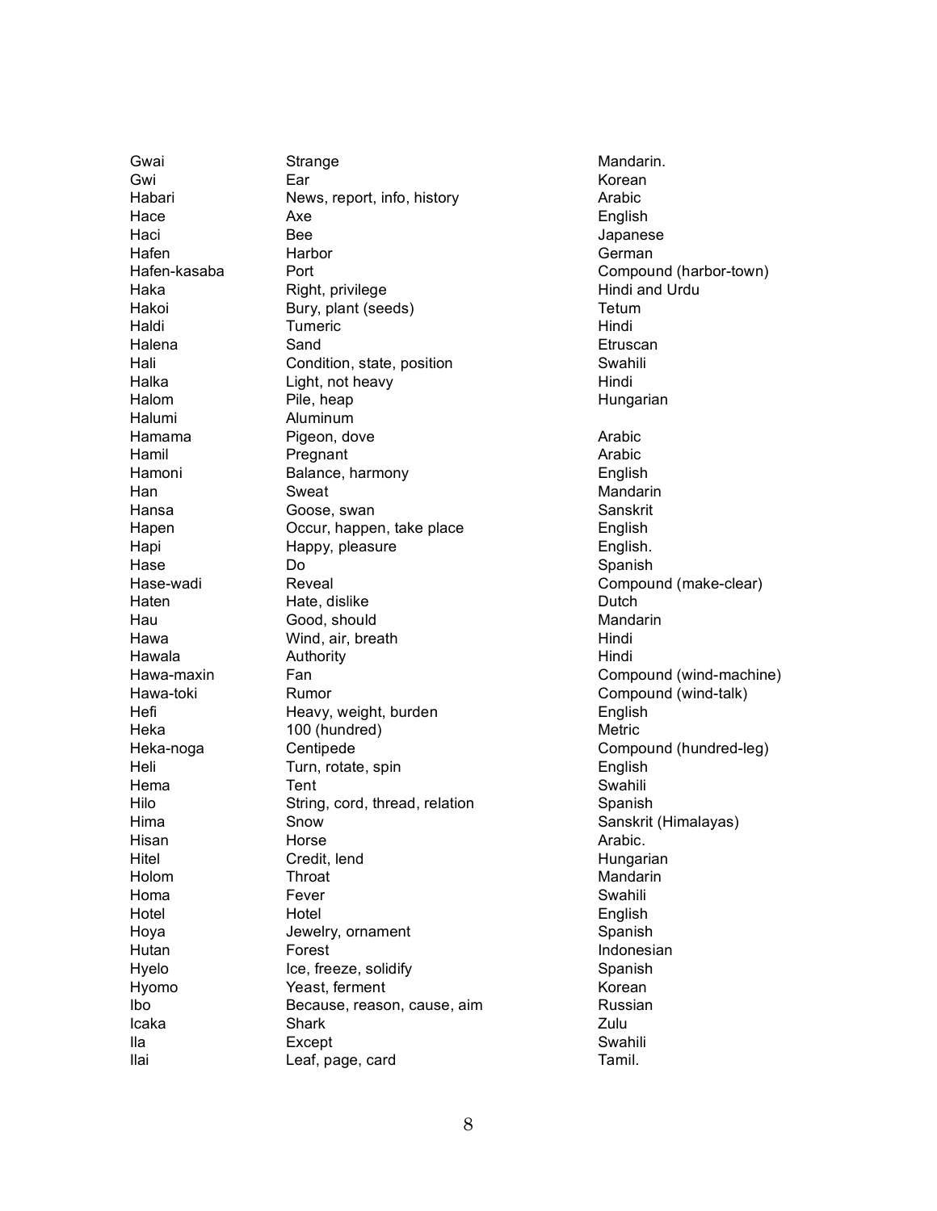| | | |
|---|---|---|
| Gwai | Strange | Mandarin. |
| Gwi | Ear | Korean |
| Habari | News, report, info, history | Arabic |
| Hace | Axe | English |
| Haci | Bee | Japanese |
| Hafen | Harbor | German |
| Hafen-kasaba | Port | Compound (harbor-town) |
| Haka | Right, privilege | Hindi and Urdu |
| Hakoi | Bury, plant (seeds) | Tetum |
| Haldi | Tumeric | Hindi |
| Halena | Sand | Etruscan |
| Hali | Condition, state, position | Swahili |
| Halka | Light, not heavy | Hindi |
| Halom | Pile, heap | Hungarian |
| Halumi | Aluminum | |
| Hamama | Pigeon, dove | Arabic |
| Hamil | Pregnant | Arabic |
| Hamoni | Balance, harmony | English |
| Han | Sweat | Mandarin |
| Hansa | Goose, swan | Sanskrit |
| Hapen | Occur, happen, take place | English |
| Hapi | Happy, pleasure | English. |
| Hase | Do | Spanish |
| Hase-wadi | Reveal | Compound (make-clear) |
| Haten | Hate, dislike | Dutch |
| Hau | Good, should | Mandarin |
| Hawa | Wind, air, breath | Hindi |
| Hawala | Authority | Hindi |
| Hawa-maxin | Fan | Compound (wind-machine) |
| Hawa-toki | Rumor | Compound (wind-talk) |
| Hefi | Heavy, weight, burden | English |
| Heka | 100 (hundred) | Metric |
| Heka-noga | Centipede | Compound (hundred-leg) |
| Heli | Turn, rotate, spin | English |
| Hema | Tent | Swahili |
| Hilo | String, cord, thread, relation | Spanish |
| Hima | Snow | Sanskrit (Himalayas) |
| Hisan | Horse | Arabic. |
| Hitel | Credit, lend | Hungarian |
| Holom | Throat | Mandarin |
| Homa | Fever | Swahili |
| Hotel | Hotel | English |
| Hoya | Jewelry, ornament | Spanish |
| Hutan | Forest | Indonesian |
| Hyelo | Ice, freeze, solidify | Spanish |
| Hyomo | Yeast, ferment | Korean |
| Ibo | Because, reason, cause, aim | Russian |
| Icaka | Shark | Zulu |
| Ila | Except | Swahili |
| Ilai | Leaf, page, card | Tamil. |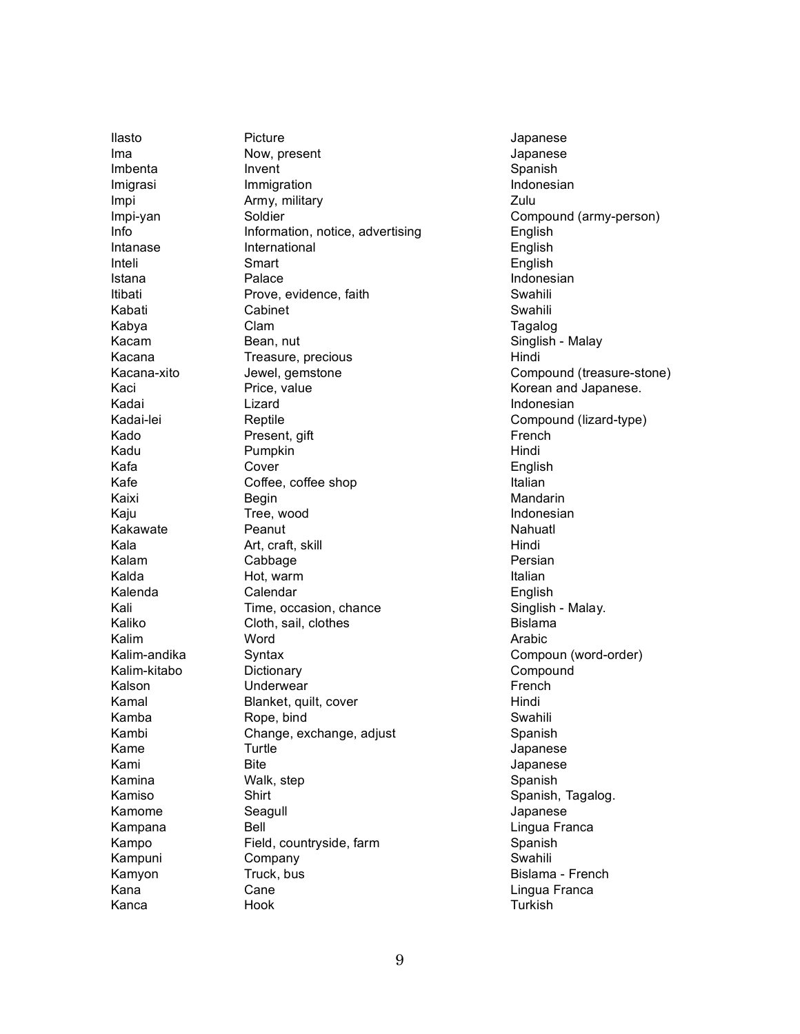| | | |
|---|---|---|
| Ilasto | Picture | Japanese |
| Ima | Now, present | Japanese |
| Imbenta | Invent | Spanish |
| Imigrasi | Immigration | Indonesian |
| Impi | Army, military | Zulu |
| Impi-yan | Soldier | Compound (army-person) |
| Info | Information, notice, advertising | English |
| Intanase | International | English |
| Inteli | Smart | English |
| Istana | Palace | Indonesian |
| Itibati | Prove, evidence, faith | Swahili |
| Kabati | Cabinet | Swahili |
| Kabya | Clam | Tagalog |
| Kacam | Bean, nut | Singlish - Malay |
| Kacana | Treasure, precious | Hindi |
| Kacana-xito | Jewel, gemstone | Compound (treasure-stone) |
| Kaci | Price, value | Korean and Japanese. |
| Kadai | Lizard | Indonesian |
| Kadai-lei | Reptile | Compound (lizard-type) |
| Kado | Present, gift | French |
| Kadu | Pumpkin | Hindi |
| Kafa | Cover | English |
| Kafe | Coffee, coffee shop | Italian |
| Kaixi | Begin | Mandarin |
| Kaju | Tree, wood | Indonesian |
| Kakawate | Peanut | Nahuatl |
| Kala | Art, craft, skill | Hindi |
| Kalam | Cabbage | Persian |
| Kalda | Hot, warm | Italian |
| Kalenda | Calendar | English |
| Kali | Time, occasion, chance | Singlish - Malay. |
| Kaliko | Cloth, sail, clothes | Bislama |
| Kalim | Word | Arabic |
| Kalim-andika | Syntax | Compoun (word-order) |
| Kalim-kitabo | Dictionary | Compound |
| Kalson | Underwear | French |
| Kamal | Blanket, quilt, cover | Hindi |
| Kamba | Rope, bind | Swahili |
| Kambi | Change, exchange, adjust | Spanish |
| Kame | Turtle | Japanese |
| Kami | Bite | Japanese |
| Kamina | Walk, step | Spanish |
| Kamiso | Shirt | Spanish, Tagalog. |
| Kamome | Seagull | Japanese |
| Kampana | Bell | Lingua Franca |
| Kampo | Field, countryside, farm | Spanish |
| Kampuni | Company | Swahili |
| Kamyon | Truck, bus | Bislama - French |
| Kana | Cane | Lingua Franca |
| Kanca | Hook | Turkish |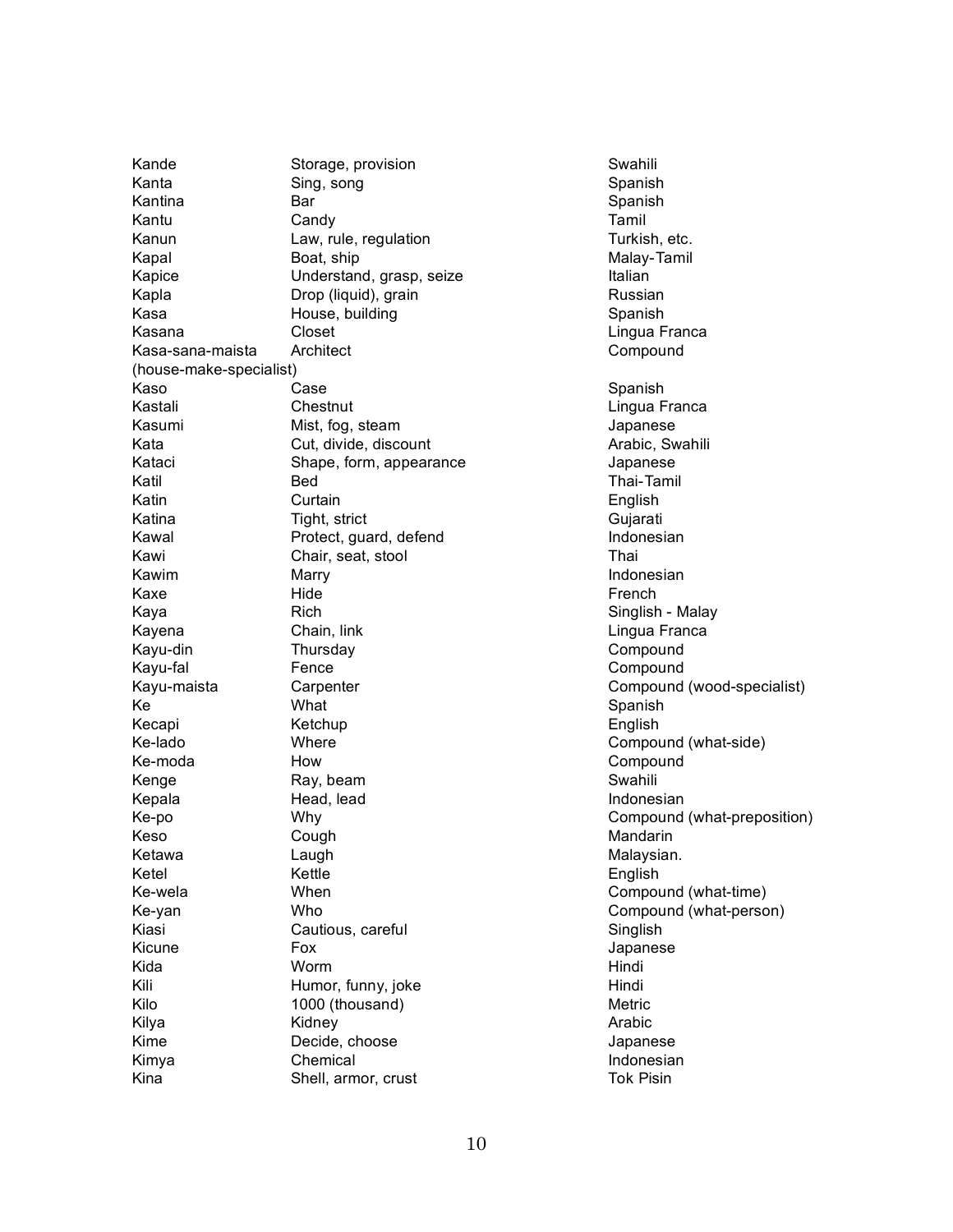| | | |
|---|---|---|
| Kande | Storage, provision | Swahili |
| Kanta | Sing, song | Spanish |
| Kantina | Bar | Spanish |
| Kantu | Candy | Tamil |
| Kanun | Law, rule, regulation | Turkish, etc. |
| Kapal | Boat, ship | Malay-Tamil |
| Kapice | Understand, grasp, seize | Italian |
| Kapla | Drop (liquid), grain | Russian |
| Kasa | House, building | Spanish |
| Kasana | Closet | Lingua Franca |
| Kasa-sana-maista (house-make-specialist) | Architect | Compound |
| Kaso | Case | Spanish |
| Kastali | Chestnut | Lingua Franca |
| Kasumi | Mist, fog, steam | Japanese |
| Kata | Cut, divide, discount | Arabic, Swahili |
| Kataci | Shape, form, appearance | Japanese |
| Katil | Bed | Thai-Tamil |
| Katin | Curtain | English |
| Katina | Tight, strict | Gujarati |
| Kawal | Protect, guard, defend | Indonesian |
| Kawi | Chair, seat, stool | Thai |
| Kawim | Marry | Indonesian |
| Kaxe | Hide | French |
| Kaya | Rich | Singlish - Malay |
| Kayena | Chain, link | Lingua Franca |
| Kayu-din | Thursday | Compound |
| Kayu-fal | Fence | Compound |
| Kayu-maista | Carpenter | Compound (wood-specialist) |
| Ke | What | Spanish |
| Kecapi | Ketchup | English |
| Ke-lado | Where | Compound (what-side) |
| Ke-moda | How | Compound |
| Kenge | Ray, beam | Swahili |
| Kepala | Head, lead | Indonesian |
| Ke-po | Why | Compound (what-preposition) |
| Keso | Cough | Mandarin |
| Ketawa | Laugh | Malaysian. |
| Ketel | Kettle | English |
| Ke-wela | When | Compound (what-time) |
| Ke-yan | Who | Compound (what-person) |
| Kiasi | Cautious, careful | Singlish |
| Kicune | Fox | Japanese |
| Kida | Worm | Hindi |
| Kili | Humor, funny, joke | Hindi |
| Kilo | 1000 (thousand) | Metric |
| Kilya | Kidney | Arabic |
| Kime | Decide, choose | Japanese |
| Kimya | Chemical | Indonesian |
| Kina | Shell, armor, crust | Tok Pisin |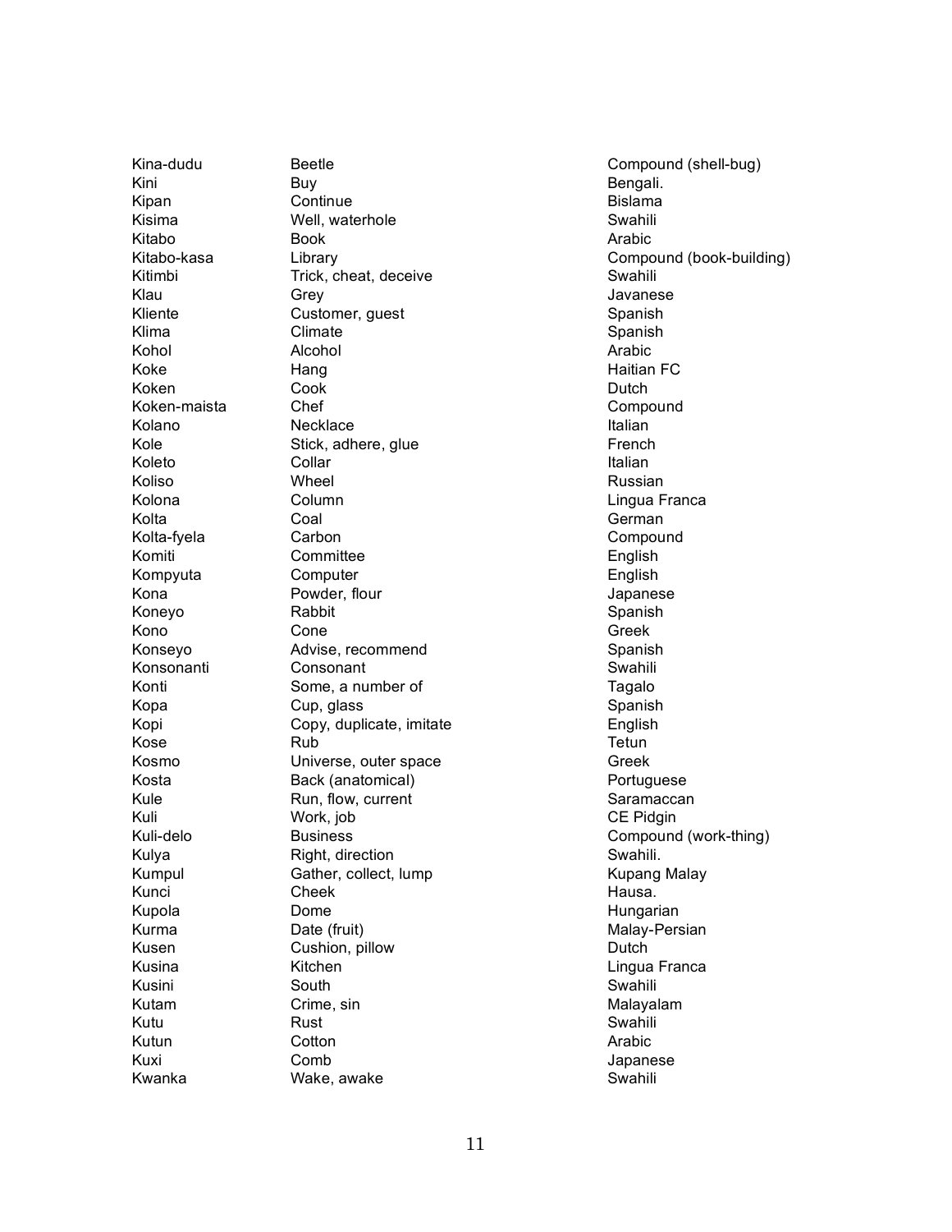| | | |
|---|---|---|
| Kina-dudu | Beetle | Compound (shell-bug) |
| Kini | Buy | Bengali. |
| Kipan | Continue | Bislama |
| Kisima | Well, waterhole | Swahili |
| Kitabo | Book | Arabic |
| Kitabo-kasa | Library | Compound (book-building) |
| Kitimbi | Trick, cheat, deceive | Swahili |
| Klau | Grey | Javanese |
| Kliente | Customer, guest | Spanish |
| Klima | Climate | Spanish |
| Kohol | Alcohol | Arabic |
| Koke | Hang | Haitian FC |
| Koken | Cook | Dutch |
| Koken-maista | Chef | Compound |
| Kolano | Necklace | Italian |
| Kole | Stick, adhere, glue | French |
| Koleto | Collar | Italian |
| Koliso | Wheel | Russian |
| Kolona | Column | Lingua Franca |
| Kolta | Coal | German |
| Kolta-fyela | Carbon | Compound |
| Komiti | Committee | English |
| Kompyuta | Computer | English |
| Kona | Powder, flour | Japanese |
| Koneyo | Rabbit | Spanish |
| Kono | Cone | Greek |
| Konseyo | Advise, recommend | Spanish |
| Konsonanti | Consonant | Swahili |
| Konti | Some, a number of | Tagalo |
| Kopa | Cup, glass | Spanish |
| Kopi | Copy, duplicate, imitate | English |
| Kose | Rub | Tetun |
| Kosmo | Universe, outer space | Greek |
| Kosta | Back (anatomical) | Portuguese |
| Kule | Run, flow, current | Saramaccan |
| Kuli | Work, job | CE Pidgin |
| Kuli-delo | Business | Compound (work-thing) |
| Kulya | Right, direction | Swahili. |
| Kumpul | Gather, collect, lump | Kupang Malay |
| Kunci | Cheek | Hausa. |
| Kupola | Dome | Hungarian |
| Kurma | Date (fruit) | Malay-Persian |
| Kusen | Cushion, pillow | Dutch |
| Kusina | Kitchen | Lingua Franca |
| Kusini | South | Swahili |
| Kutam | Crime, sin | Malayalam |
| Kutu | Rust | Swahili |
| Kutun | Cotton | Arabic |
| Kuxi | Comb | Japanese |
| Kwanka | Wake, awake | Swahili |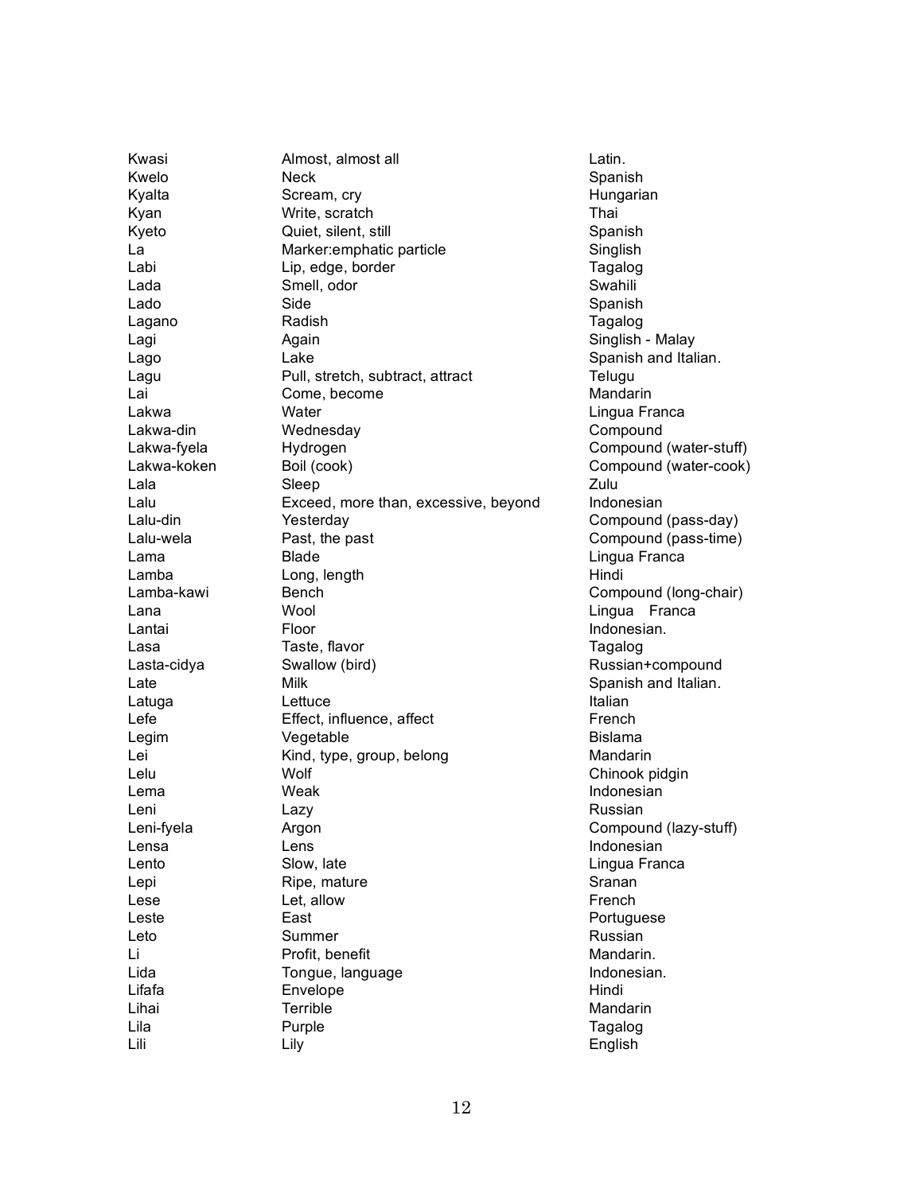| | | |
|---|---|---|
| Kwasi | Almost, almost all | Latin. |
| Kwelo | Neck | Spanish |
| Kyalta | Scream, cry | Hungarian |
| Kyan | Write, scratch | Thai |
| Kyeto | Quiet, silent, still | Spanish |
| La | Marker:emphatic particle | Singlish |
| Labi | Lip, edge, border | Tagalog |
| Lada | Smell, odor | Swahili |
| Lado | Side | Spanish |
| Lagano | Radish | Tagalog |
| Lagi | Again | Singlish - Malay |
| Lago | Lake | Spanish and Italian. |
| Lagu | Pull, stretch, subtract, attract | Telugu |
| Lai | Come, become | Mandarin |
| Lakwa | Water | Lingua Franca |
| Lakwa-din | Wednesday | Compound |
| Lakwa-fyela | Hydrogen | Compound (water-stuff) |
| Lakwa-koken | Boil (cook) | Compound (water-cook) |
| Lala | Sleep | Zulu |
| Lalu | Exceed, more than, excessive, beyond | Indonesian |
| Lalu-din | Yesterday | Compound (pass-day) |
| Lalu-wela | Past, the past | Compound (pass-time) |
| Lama | Blade | Lingua Franca |
| Lamba | Long, length | Hindi |
| Lamba-kawi | Bench | Compound (long-chair) |
| Lana | Wool | Lingua Franca |
| Lantai | Floor | Indonesian. |
| Lasa | Taste, flavor | Tagalog |
| Lasta-cidya | Swallow (bird) | Russian+compound |
| Late | Milk | Spanish and Italian. |
| Latuga | Lettuce | Italian |
| Lefe | Effect, influence, affect | French |
| Legim | Vegetable | Bislama |
| Lei | Kind, type, group, belong | Mandarin |
| Lelu | Wolf | Chinook pidgin |
| Lema | Weak | Indonesian |
| Leni | Lazy | Russian |
| Leni-fyela | Argon | Compound (lazy-stuff) |
| Lensa | Lens | Indonesian |
| Lento | Slow, late | Lingua Franca |
| Lepi | Ripe, mature | Sranan |
| Lese | Let, allow | French |
| Leste | East | Portuguese |
| Leto | Summer | Russian |
| Li | Profit, benefit | Mandarin. |
| Lida | Tongue, language | Indonesian. |
| Lifafa | Envelope | Hindi |
| Lihai | Terrible | Mandarin |
| Lila | Purple | Tagalog |
| Lili | Lily | English |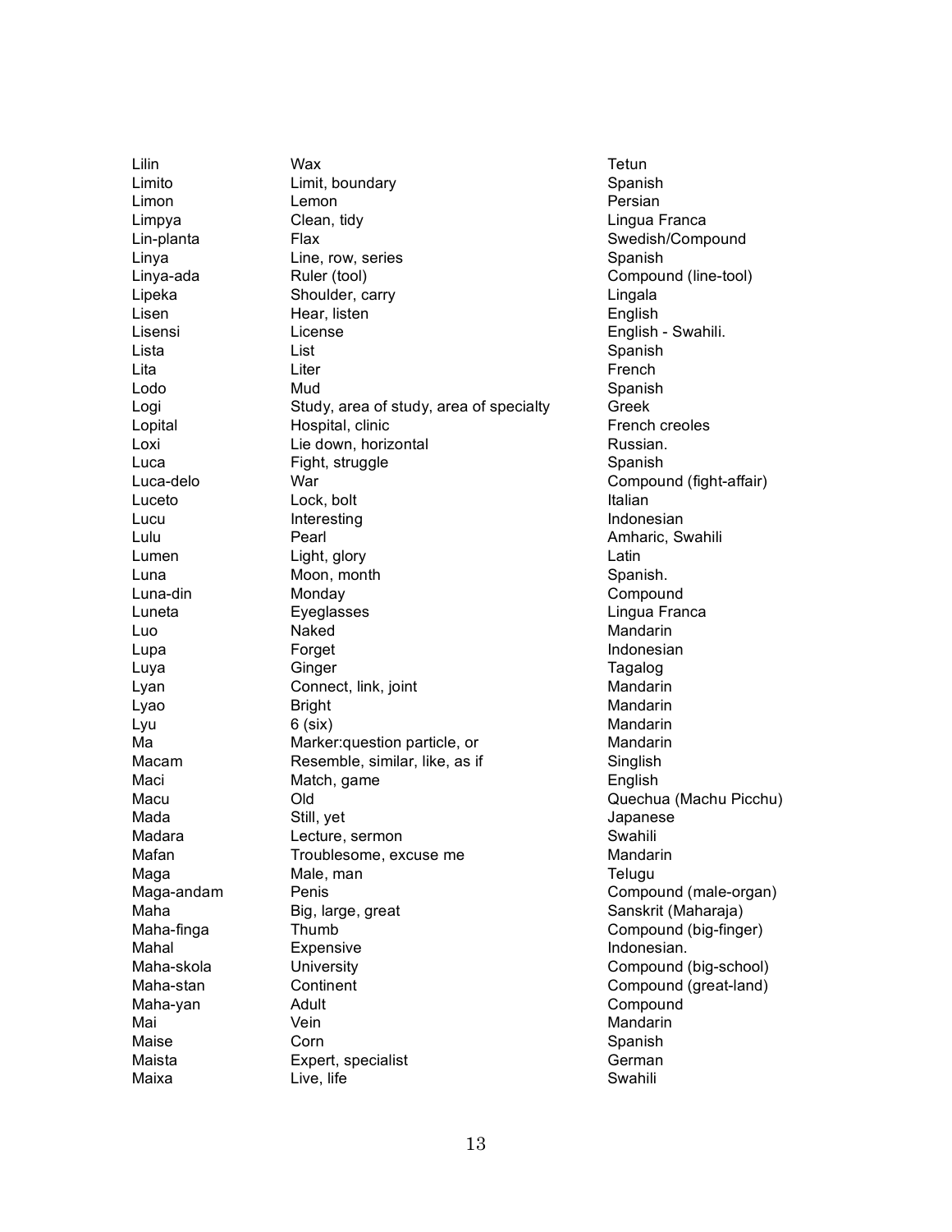| | | |
|---|---|---|
| Lilin | Wax | Tetun |
| Limito | Limit, boundary | Spanish |
| Limon | Lemon | Persian |
| Limpya | Clean, tidy | Lingua Franca |
| Lin-planta | Flax | Swedish/Compound |
| Linya | Line, row, series | Spanish |
| Linya-ada | Ruler (tool) | Compound (line-tool) |
| Lipeka | Shoulder, carry | Lingala |
| Lisen | Hear, listen | English |
| Lisensi | License | English - Swahili. |
| Lista | List | Spanish |
| Lita | Liter | French |
| Lodo | Mud | Spanish |
| Logi | Study, area of study, area of specialty | Greek |
| Lopital | Hospital, clinic | French creoles |
| Loxi | Lie down, horizontal | Russian. |
| Luca | Fight, struggle | Spanish |
| Luca-delo | War | Compound (fight-affair) |
| Luceto | Lock, bolt | Italian |
| Lucu | Interesting | Indonesian |
| Lulu | Pearl | Amharic, Swahili |
| Lumen | Light, glory | Latin |
| Luna | Moon, month | Spanish. |
| Luna-din | Monday | Compound |
| Luneta | Eyeglasses | Lingua Franca |
| Luo | Naked | Mandarin |
| Lupa | Forget | Indonesian |
| Luya | Ginger | Tagalog |
| Lyan | Connect, link, joint | Mandarin |
| Lyao | Bright | Mandarin |
| Lyu | 6 (six) | Mandarin |
| Ma | Marker:question particle, or | Mandarin |
| Macam | Resemble, similar, like, as if | Singlish |
| Maci | Match, game | English |
| Macu | Old | Quechua (Machu Picchu) |
| Mada | Still, yet | Japanese |
| Madara | Lecture, sermon | Swahili |
| Mafan | Troublesome, excuse me | Mandarin |
| Maga | Male, man | Telugu |
| Maga-andam | Penis | Compound (male-organ) |
| Maha | Big, large, great | Sanskrit (Maharaja) |
| Maha-finga | Thumb | Compound (big-finger) |
| Mahal | Expensive | Indonesian. |
| Maha-skola | University | Compound (big-school) |
| Maha-stan | Continent | Compound (great-land) |
| Maha-yan | Adult | Compound |
| Mai | Vein | Mandarin |
| Maise | Corn | Spanish |
| Maista | Expert, specialist | German |
| Maixa | Live, life | Swahili |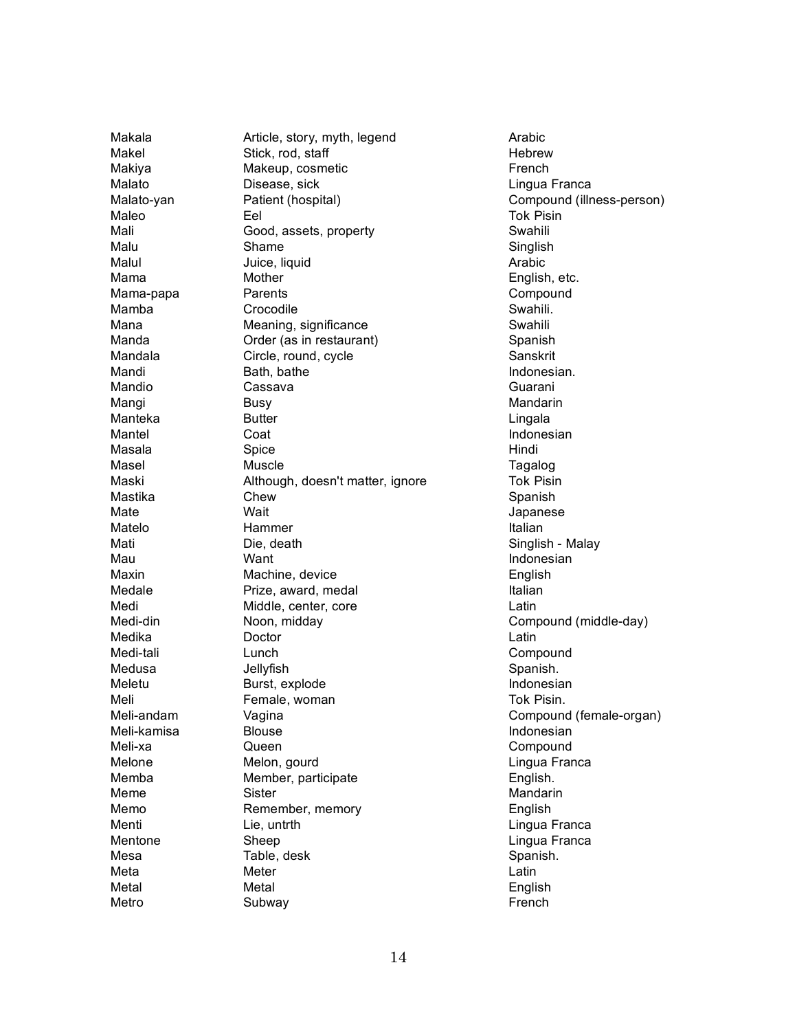| | | |
|---|---|---|
| Makala | Article, story, myth, legend | Arabic |
| Makel | Stick, rod, staff | Hebrew |
| Makiya | Makeup, cosmetic | French |
| Malato | Disease, sick | Lingua Franca |
| Malato-yan | Patient (hospital) | Compound (illness-person) |
| Maleo | Eel | Tok Pisin |
| Mali | Good, assets, property | Swahili |
| Malu | Shame | Singlish |
| Malul | Juice, liquid | Arabic |
| Mama | Mother | English, etc. |
| Mama-papa | Parents | Compound |
| Mamba | Crocodile | Swahili. |
| Mana | Meaning, significance | Swahili |
| Manda | Order (as in restaurant) | Spanish |
| Mandala | Circle, round, cycle | Sanskrit |
| Mandi | Bath, bathe | Indonesian. |
| Mandio | Cassava | Guarani |
| Mangi | Busy | Mandarin |
| Manteka | Butter | Lingala |
| Mantel | Coat | Indonesian |
| Masala | Spice | Hindi |
| Masel | Muscle | Tagalog |
| Maski | Although, doesn't matter, ignore | Tok Pisin |
| Mastika | Chew | Spanish |
| Mate | Wait | Japanese |
| Matelo | Hammer | Italian |
| Mati | Die, death | Singlish - Malay |
| Mau | Want | Indonesian |
| Maxin | Machine, device | English |
| Medale | Prize, award, medal | Italian |
| Medi | Middle, center, core | Latin |
| Medi-din | Noon, midday | Compound (middle-day) |
| Medika | Doctor | Latin |
| Medi-tali | Lunch | Compound |
| Medusa | Jellyfish | Spanish. |
| Meletu | Burst, explode | Indonesian |
| Meli | Female, woman | Tok Pisin. |
| Meli-andam | Vagina | Compound (female-organ) |
| Meli-kamisa | Blouse | Indonesian |
| Meli-xa | Queen | Compound |
| Melone | Melon, gourd | Lingua Franca |
| Memba | Member, participate | English. |
| Meme | Sister | Mandarin |
| Memo | Remember, memory | English |
| Menti | Lie, untrth | Lingua Franca |
| Mentone | Sheep | Lingua Franca |
| Mesa | Table, desk | Spanish. |
| Meta | Meter | Latin |
| Metal | Metal | English |
| Metro | Subway | French |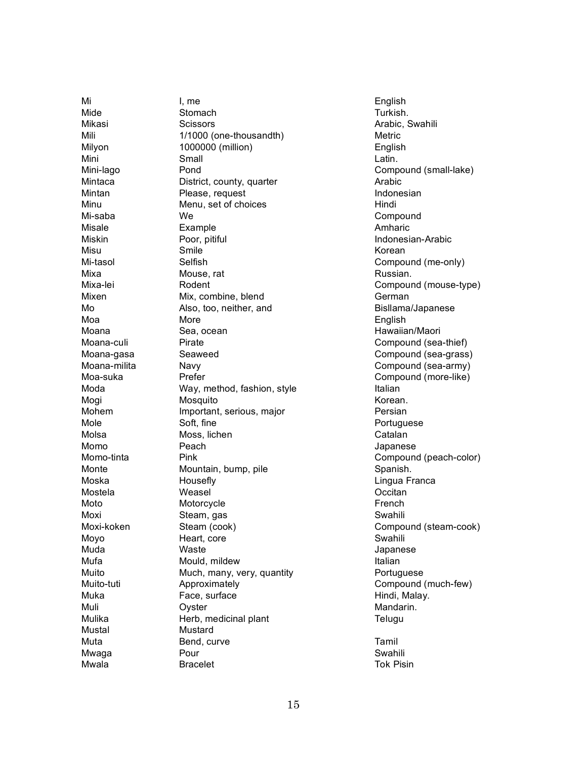| | | |
|---|---|---|
| Mi | I, me | English |
| Mide | Stomach | Turkish. |
| Mikasi | Scissors | Arabic, Swahili |
| Mili | 1/1000 (one-thousandth) | Metric |
| Milyon | 1000000 (million) | English |
| Mini | Small | Latin. |
| Mini-lago | Pond | Compound (small-lake) |
| Mintaca | District, county, quarter | Arabic |
| Mintan | Please, request | Indonesian |
| Minu | Menu, set of choices | Hindi |
| Mi-saba | We | Compound |
| Misale | Example | Amharic |
| Miskin | Poor, pitiful | Indonesian-Arabic |
| Misu | Smile | Korean |
| Mi-tasol | Selfish | Compound (me-only) |
| Mixa | Mouse, rat | Russian. |
| Mixa-lei | Rodent | Compound (mouse-type) |
| Mixen | Mix, combine, blend | German |
| Mo | Also, too, neither, and | Bisllama/Japanese |
| Moa | More | English |
| Moana | Sea, ocean | Hawaiian/Maori |
| Moana-culi | Pirate | Compound (sea-thief) |
| Moana-gasa | Seaweed | Compound (sea-grass) |
| Moana-milita | Navy | Compound (sea-army) |
| Moa-suka | Prefer | Compound (more-like) |
| Moda | Way, method, fashion, style | Italian |
| Mogi | Mosquito | Korean. |
| Mohem | Important, serious, major | Persian |
| Mole | Soft, fine | Portuguese |
| Molsa | Moss, lichen | Catalan |
| Momo | Peach | Japanese |
| Momo-tinta | Pink | Compound (peach-color) |
| Monte | Mountain, bump, pile | Spanish. |
| Moska | Housefly | Lingua Franca |
| Mostela | Weasel | Occitan |
| Moto | Motorcycle | French |
| Moxi | Steam, gas | Swahili |
| Moxi-koken | Steam (cook) | Compound (steam-cook) |
| Moyo | Heart, core | Swahili |
| Muda | Waste | Japanese |
| Mufa | Mould, mildew | Italian |
| Muito | Much, many, very, quantity | Portuguese |
| Muito-tuti | Approximately | Compound (much-few) |
| Muka | Face, surface | Hindi, Malay. |
| Muli | Oyster | Mandarin. |
| Mulika | Herb, medicinal plant | Telugu |
| Mustal | Mustard | |
| Muta | Bend, curve | Tamil |
| Mwaga | Pour | Swahili |
| Mwala | Bracelet | Tok Pisin |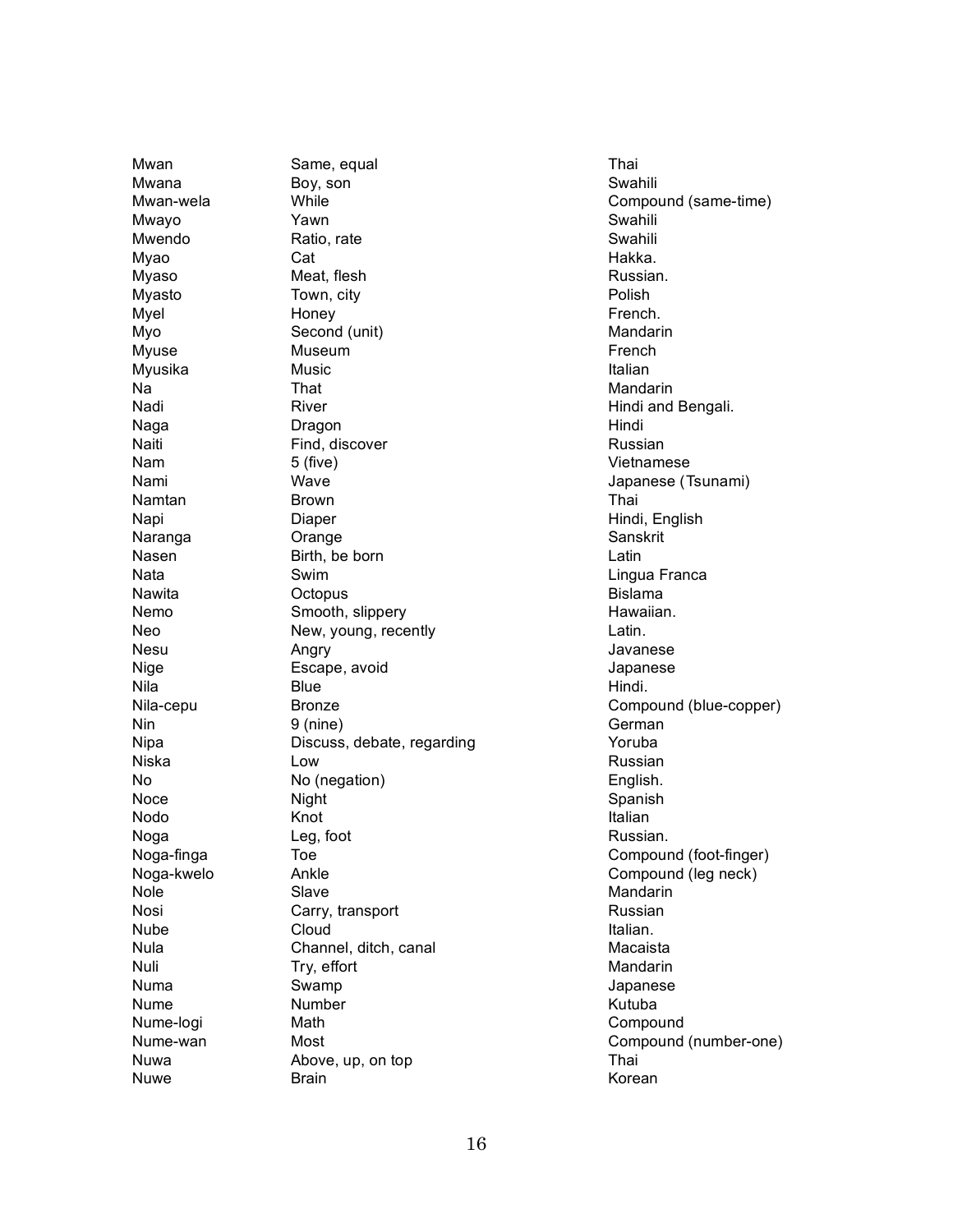| | | |
|---|---|---|
| Mwan | Same, equal | Thai |
| Mwana | Boy, son | Swahili |
| Mwan-wela | While | Compound (same-time) |
| Mwayo | Yawn | Swahili |
| Mwendo | Ratio, rate | Swahili |
| Myao | Cat | Hakka. |
| Myaso | Meat, flesh | Russian. |
| Myasto | Town, city | Polish |
| Myel | Honey | French. |
| Myo | Second (unit) | Mandarin |
| Myuse | Museum | French |
| Myusika | Music | Italian |
| Na | That | Mandarin |
| Nadi | River | Hindi and Bengali. |
| Naga | Dragon | Hindi |
| Naiti | Find, discover | Russian |
| Nam | 5 (five) | Vietnamese |
| Nami | Wave | Japanese (Tsunami) |
| Namtan | Brown | Thai |
| Napi | Diaper | Hindi, English |
| Naranga | Orange | Sanskrit |
| Nasen | Birth, be born | Latin |
| Nata | Swim | Lingua Franca |
| Nawita | Octopus | Bislama |
| Nemo | Smooth, slippery | Hawaiian. |
| Neo | New, young, recently | Latin. |
| Nesu | Angry | Javanese |
| Nige | Escape, avoid | Japanese |
| Nila | Blue | Hindi. |
| Nila-cepu | Bronze | Compound (blue-copper) |
| Nin | 9 (nine) | German |
| Nipa | Discuss, debate, regarding | Yoruba |
| Niska | Low | Russian |
| No | No (negation) | English. |
| Noce | Night | Spanish |
| Nodo | Knot | Italian |
| Noga | Leg, foot | Russian. |
| Noga-finga | Toe | Compound (foot-finger) |
| Noga-kwelo | Ankle | Compound (leg neck) |
| Nole | Slave | Mandarin |
| Nosi | Carry, transport | Russian |
| Nube | Cloud | Italian. |
| Nula | Channel, ditch, canal | Macaista |
| Nuli | Try, effort | Mandarin |
| Numa | Swamp | Japanese |
| Nume | Number | Kutuba |
| Nume-logi | Math | Compound |
| Nume-wan | Most | Compound (number-one) |
| Nuwa | Above, up, on top | Thai |
| Nuwe | Brain | Korean |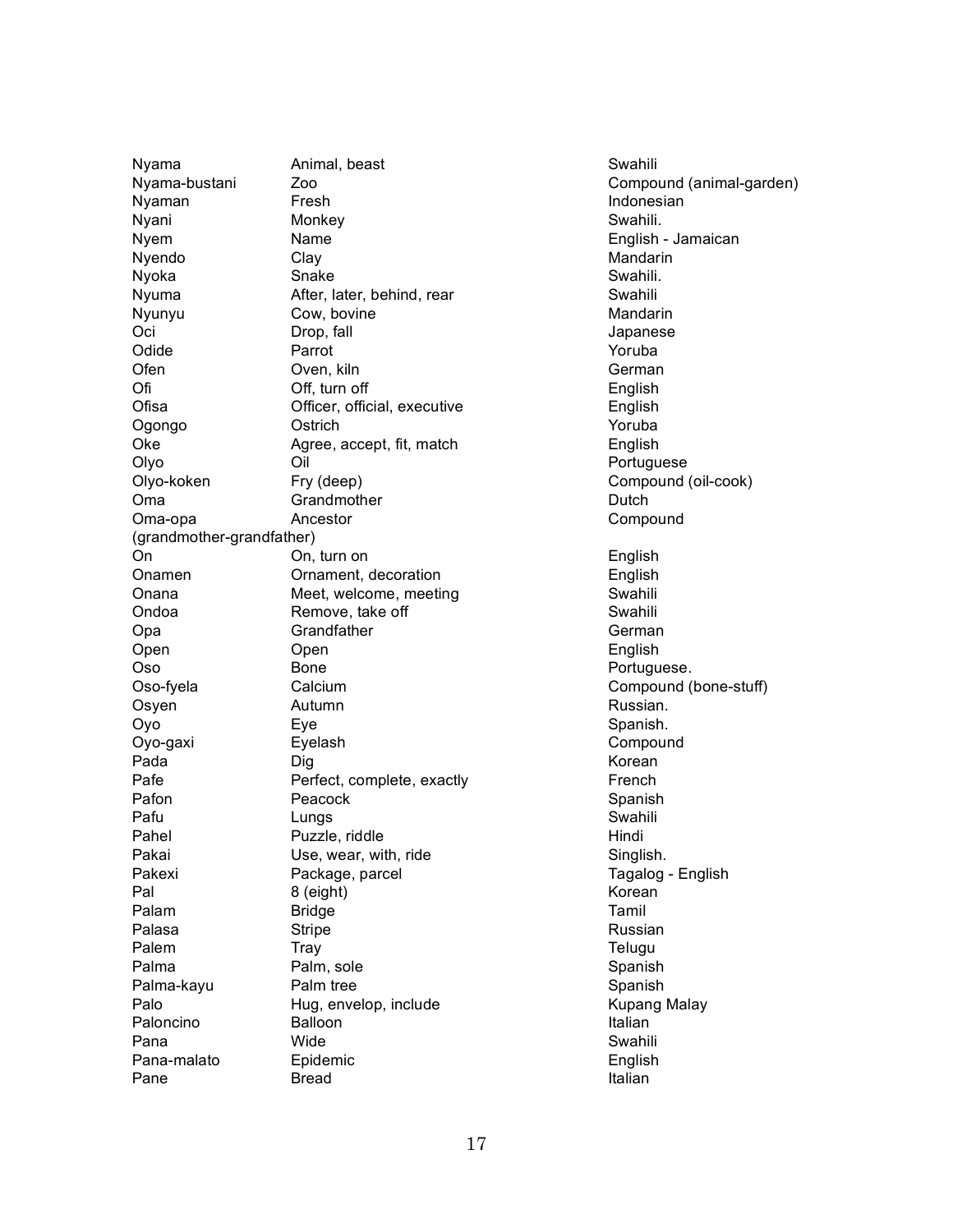| | | |
|---|---|---|
| Nyama | Animal, beast | Swahili |
| Nyama-bustani | Zoo | Compound (animal-garden) |
| Nyaman | Fresh | Indonesian |
| Nyani | Monkey | Swahili. |
| Nyem | Name | English - Jamaican |
| Nyendo | Clay | Mandarin |
| Nyoka | Snake | Swahili. |
| Nyuma | After, later, behind, rear | Swahili |
| Nyunyu | Cow, bovine | Mandarin |
| Oci | Drop, fall | Japanese |
| Odide | Parrot | Yoruba |
| Ofen | Oven, kiln | German |
| Ofi | Off, turn off | English |
| Ofisa | Officer, official, executive | English |
| Ogongo | Ostrich | Yoruba |
| Oke | Agree, accept, fit, match | English |
| Olyo | Oil | Portuguese |
| Olyo-koken | Fry (deep) | Compound (oil-cook) |
| Oma | Grandmother | Dutch |
| Oma-opa (grandmother-grandfather) | Ancestor | Compound |
| On | On, turn on | English |
| Onamen | Ornament, decoration | English |
| Onana | Meet, welcome, meeting | Swahili |
| Ondoa | Remove, take off | Swahili |
| Opa | Grandfather | German |
| Open | Open | English |
| Oso | Bone | Portuguese. |
| Oso-fyela | Calcium | Compound (bone-stuff) |
| Osyen | Autumn | Russian. |
| Oyo | Eye | Spanish. |
| Oyo-gaxi | Eyelash | Compound |
| Pada | Dig | Korean |
| Pafe | Perfect, complete, exactly | French |
| Pafon | Peacock | Spanish |
| Pafu | Lungs | Swahili |
| Pahel | Puzzle, riddle | Hindi |
| Pakai | Use, wear, with, ride | Singlish. |
| Pakexi | Package, parcel | Tagalog - English |
| Pal | 8 (eight) | Korean |
| Palam | Bridge | Tamil |
| Palasa | Stripe | Russian |
| Palem | Tray | Telugu |
| Palma | Palm, sole | Spanish |
| Palma-kayu | Palm tree | Spanish |
| Palo | Hug, envelop, include | Kupang Malay |
| Paloncino | Balloon | Italian |
| Pana | Wide | Swahili |
| Pana-malato | Epidemic | English |
| Pane | Bread | Italian |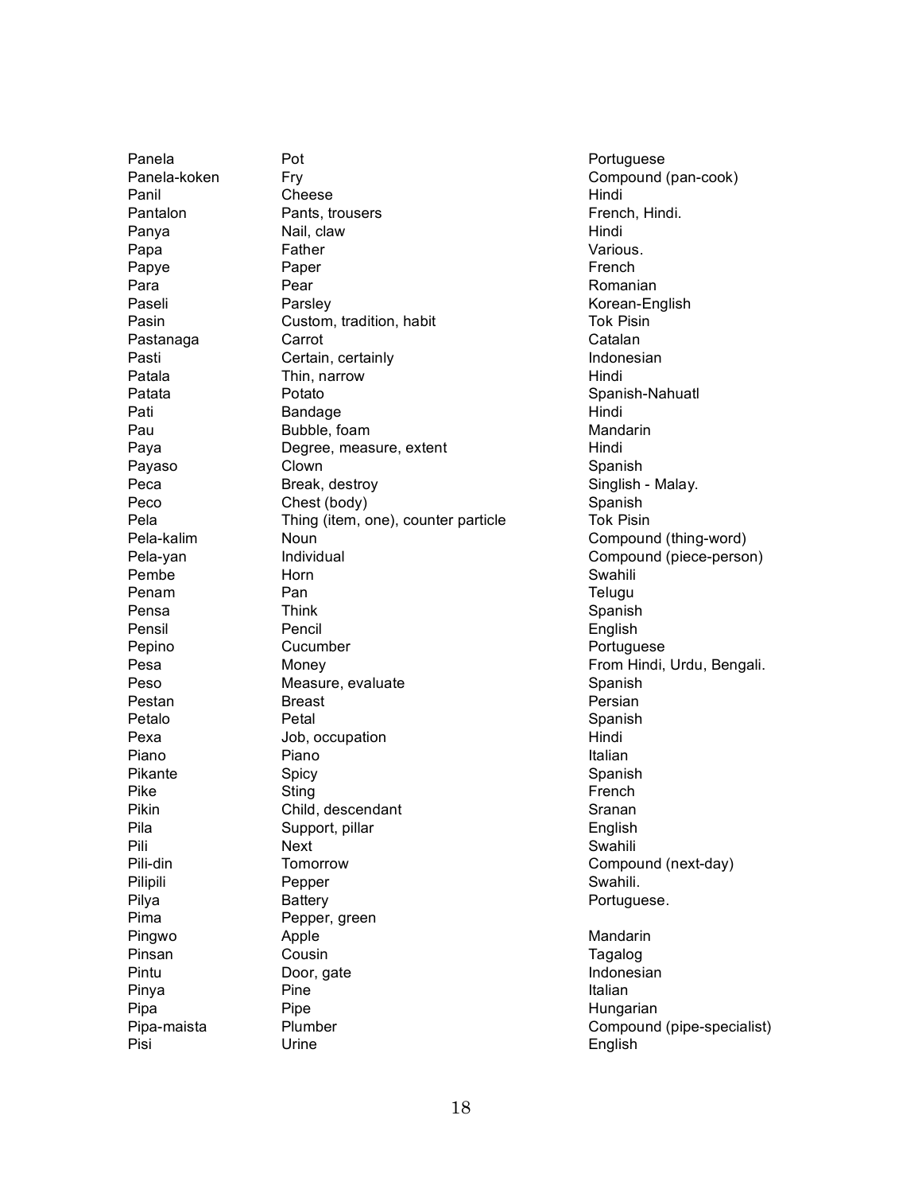| | | |
|---|---|---|
| Panela | Pot | Portuguese |
| Panela-koken | Fry | Compound (pan-cook) |
| Panil | Cheese | Hindi |
| Pantalon | Pants, trousers | French, Hindi. |
| Panya | Nail, claw | Hindi |
| Papa | Father | Various. |
| Papye | Paper | French |
| Para | Pear | Romanian |
| Paseli | Parsley | Korean-English |
| Pasin | Custom, tradition, habit | Tok Pisin |
| Pastanaga | Carrot | Catalan |
| Pasti | Certain, certainly | Indonesian |
| Patala | Thin, narrow | Hindi |
| Patata | Potato | Spanish-Nahuatl |
| Pati | Bandage | Hindi |
| Pau | Bubble, foam | Mandarin |
| Paya | Degree, measure, extent | Hindi |
| Payaso | Clown | Spanish |
| Peca | Break, destroy | Singlish - Malay. |
| Peco | Chest (body) | Spanish |
| Pela | Thing (item, one), counter particle | Tok Pisin |
| Pela-kalim | Noun | Compound (thing-word) |
| Pela-yan | Individual | Compound (piece-person) |
| Pembe | Horn | Swahili |
| Penam | Pan | Telugu |
| Pensa | Think | Spanish |
| Pensil | Pencil | English |
| Pepino | Cucumber | Portuguese |
| Pesa | Money | From Hindi, Urdu, Bengali. |
| Peso | Measure, evaluate | Spanish |
| Pestan | Breast | Persian |
| Petalo | Petal | Spanish |
| Pexa | Job, occupation | Hindi |
| Piano | Piano | Italian |
| Pikante | Spicy | Spanish |
| Pike | Sting | French |
| Pikin | Child, descendant | Sranan |
| Pila | Support, pillar | English |
| Pili | Next | Swahili |
| Pili-din | Tomorrow | Compound (next-day) |
| Pilipili | Pepper | Swahili. |
| Pilya | Battery | Portuguese. |
| Pima | Pepper, green | |
| Pingwo | Apple | Mandarin |
| Pinsan | Cousin | Tagalog |
| Pintu | Door, gate | Indonesian |
| Pinya | Pine | Italian |
| Pipa | Pipe | Hungarian |
| Pipa-maista | Plumber | Compound (pipe-specialist) |
| Pisi | Urine | English |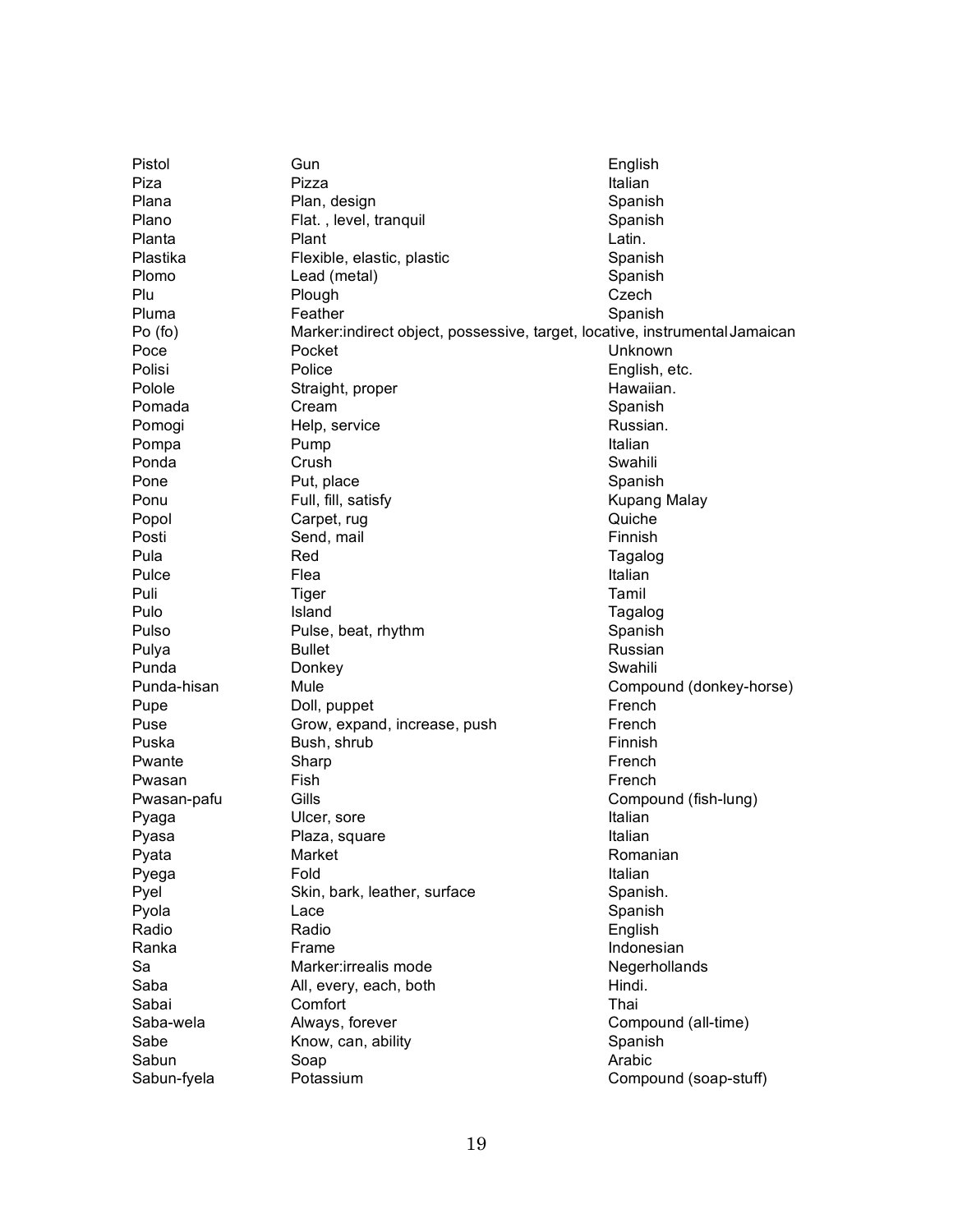| | | |
|---|---|---|
| Pistol | Gun | English |
| Piza | Pizza | Italian |
| Plana | Plan, design | Spanish |
| Plano | Flat. , level, tranquil | Spanish |
| Planta | Plant | Latin. |
| Plastika | Flexible, elastic, plastic | Spanish |
| Plomo | Lead (metal) | Spanish |
| Plu | Plough | Czech |
| Pluma | Feather | Spanish |
| Po (fo) | Marker:indirect object, possessive, target, locative, instrumental | Jamaican |
| Poce | Pocket | Unknown |
| Polisi | Police | English, etc. |
| Polole | Straight, proper | Hawaiian. |
| Pomada | Cream | Spanish |
| Pomogi | Help, service | Russian. |
| Pompa | Pump | Italian |
| Ponda | Crush | Swahili |
| Pone | Put, place | Spanish |
| Ponu | Full, fill, satisfy | Kupang Malay |
| Popol | Carpet, rug | Quiche |
| Posti | Send, mail | Finnish |
| Pula | Red | Tagalog |
| Pulce | Flea | Italian |
| Puli | Tiger | Tamil |
| Pulo | Island | Tagalog |
| Pulso | Pulse, beat, rhythm | Spanish |
| Pulya | Bullet | Russian |
| Punda | Donkey | Swahili |
| Punda-hisan | Mule | Compound (donkey-horse) |
| Pupe | Doll, puppet | French |
| Puse | Grow, expand, increase, push | French |
| Puska | Bush, shrub | Finnish |
| Pwante | Sharp | French |
| Pwasan | Fish | French |
| Pwasan-pafu | Gills | Compound (fish-lung) |
| Pyaga | Ulcer, sore | Italian |
| Pyasa | Plaza, square | Italian |
| Pyata | Market | Romanian |
| Pyega | Fold | Italian |
| Pyel | Skin, bark, leather, surface | Spanish. |
| Pyola | Lace | Spanish |
| Radio | Radio | English |
| Ranka | Frame | Indonesian |
| Sa | Marker:irrealis mode | Negerhollands |
| Saba | All, every, each, both | Hindi. |
| Sabai | Comfort | Thai |
| Saba-wela | Always, forever | Compound (all-time) |
| Sabe | Know, can, ability | Spanish |
| Sabun | Soap | Arabic |
| Sabun-fyela | Potassium | Compound (soap-stuff) |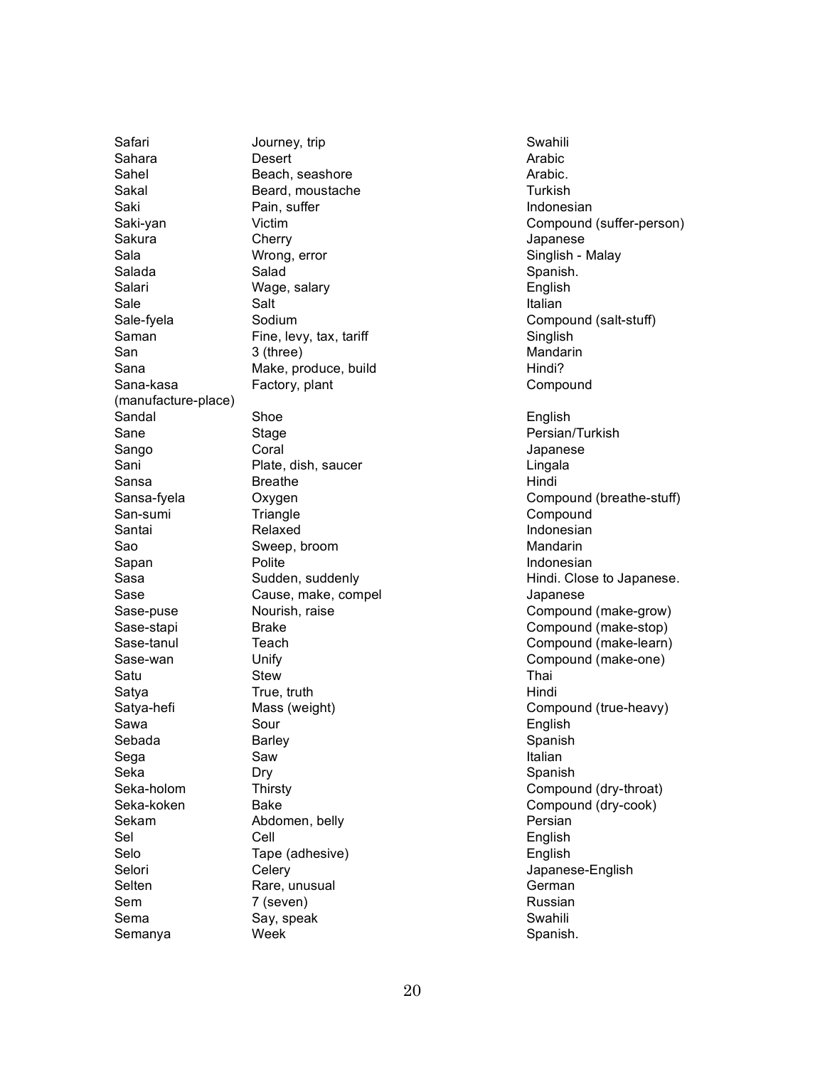| | | |
|---|---|---|
| Safari | Journey, trip | Swahili |
| Sahara | Desert | Arabic |
| Sahel | Beach, seashore | Arabic. |
| Sakal | Beard, moustache | Turkish |
| Saki | Pain, suffer | Indonesian |
| Saki-yan | Victim | Compound (suffer-person) |
| Sakura | Cherry | Japanese |
| Sala | Wrong, error | Singlish - Malay |
| Salada | Salad | Spanish. |
| Salari | Wage, salary | English |
| Sale | Salt | Italian |
| Sale-fyela | Sodium | Compound (salt-stuff) |
| Saman | Fine, levy, tax, tariff | Singlish |
| San | 3 (three) | Mandarin |
| Sana | Make, produce, build | Hindi? |
| Sana-kasa (manufacture-place) | Factory, plant | Compound |
| Sandal | Shoe | English |
| Sane | Stage | Persian/Turkish |
| Sango | Coral | Japanese |
| Sani | Plate, dish, saucer | Lingala |
| Sansa | Breathe | Hindi |
| Sansa-fyela | Oxygen | Compound (breathe-stuff) |
| San-sumi | Triangle | Compound |
| Santai | Relaxed | Indonesian |
| Sao | Sweep, broom | Mandarin |
| Sapan | Polite | Indonesian |
| Sasa | Sudden, suddenly | Hindi. Close to Japanese. |
| Sase | Cause, make, compel | Japanese |
| Sase-puse | Nourish, raise | Compound (make-grow) |
| Sase-stapi | Brake | Compound (make-stop) |
| Sase-tanul | Teach | Compound (make-learn) |
| Sase-wan | Unify | Compound (make-one) |
| Satu | Stew | Thai |
| Satya | True, truth | Hindi |
| Satya-hefi | Mass (weight) | Compound (true-heavy) |
| Sawa | Sour | English |
| Sebada | Barley | Spanish |
| Sega | Saw | Italian |
| Seka | Dry | Spanish |
| Seka-holom | Thirsty | Compound (dry-throat) |
| Seka-koken | Bake | Compound (dry-cook) |
| Sekam | Abdomen, belly | Persian |
| Sel | Cell | English |
| Selo | Tape (adhesive) | English |
| Selori | Celery | Japanese-English |
| Selten | Rare, unusual | German |
| Sem | 7 (seven) | Russian |
| Sema | Say, speak | Swahili |
| Semanya | Week | Spanish. |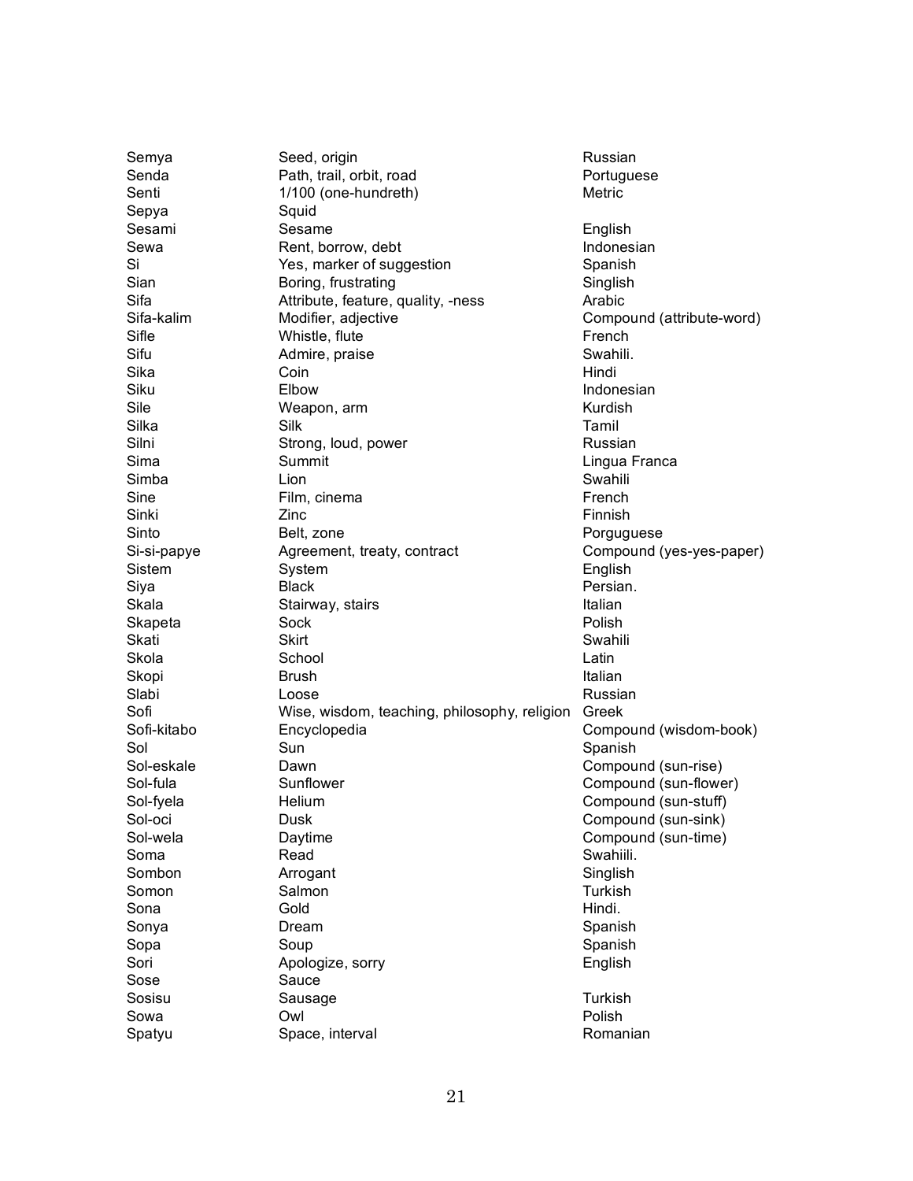| | | |
|---|---|---|
| Semya | Seed, origin | Russian |
| Senda | Path, trail, orbit, road | Portuguese |
| Senti | 1/100 (one-hundreth) | Metric |
| Sepya | Squid | |
| Sesami | Sesame | English |
| Sewa | Rent, borrow, debt | Indonesian |
| Si | Yes, marker of suggestion | Spanish |
| Sian | Boring, frustrating | Singlish |
| Sifa | Attribute, feature, quality, -ness | Arabic |
| Sifa-kalim | Modifier, adjective | Compound (attribute-word) |
| Sifle | Whistle, flute | French |
| Sifu | Admire, praise | Swahili. |
| Sika | Coin | Hindi |
| Siku | Elbow | Indonesian |
| Sile | Weapon, arm | Kurdish |
| Silka | Silk | Tamil |
| Silni | Strong, loud, power | Russian |
| Sima | Summit | Lingua Franca |
| Simba | Lion | Swahili |
| Sine | Film, cinema | French |
| Sinki | Zinc | Finnish |
| Sinto | Belt, zone | Porguguese |
| Si-si-papye | Agreement, treaty, contract | Compound (yes-yes-paper) |
| Sistem | System | English |
| Siya | Black | Persian. |
| Skala | Stairway, stairs | Italian |
| Skapeta | Sock | Polish |
| Skati | Skirt | Swahili |
| Skola | School | Latin |
| Skopi | Brush | Italian |
| Slabi | Loose | Russian |
| Sofi | Wise, wisdom, teaching, philosophy, religion | Greek |
| Sofi-kitabo | Encyclopedia | Compound (wisdom-book) |
| Sol | Sun | Spanish |
| Sol-eskale | Dawn | Compound (sun-rise) |
| Sol-fula | Sunflower | Compound (sun-flower) |
| Sol-fyela | Helium | Compound (sun-stuff) |
| Sol-oci | Dusk | Compound (sun-sink) |
| Sol-wela | Daytime | Compound (sun-time) |
| Soma | Read | Swahiili. |
| Sombon | Arrogant | Singlish |
| Somon | Salmon | Turkish |
| Sona | Gold | Hindi. |
| Sonya | Dream | Spanish |
| Sopa | Soup | Spanish |
| Sori | Apologize, sorry | English |
| Sose | Sauce | |
| Sosisu | Sausage | Turkish |
| Sowa | Owl | Polish |
| Spatyu | Space, interval | Romanian |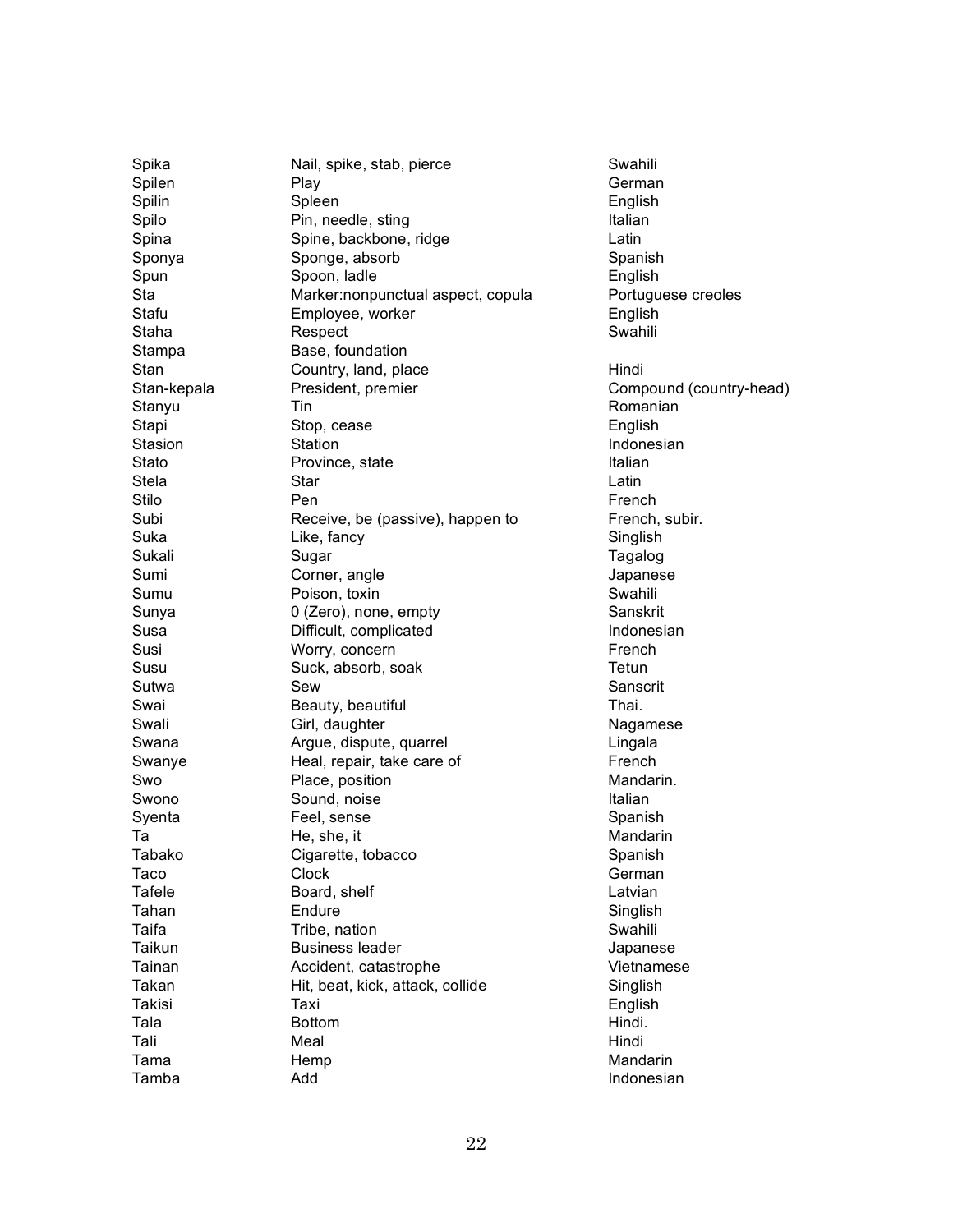| | | |
|---|---|---|
| Spika | Nail, spike, stab, pierce | Swahili |
| Spilen | Play | German |
| Spilin | Spleen | English |
| Spilo | Pin, needle, sting | Italian |
| Spina | Spine, backbone, ridge | Latin |
| Sponya | Sponge, absorb | Spanish |
| Spun | Spoon, ladle | English |
| Sta | Marker:nonpunctual aspect, copula | Portuguese creoles |
| Stafu | Employee, worker | English |
| Staha | Respect | Swahili |
| Stampa | Base, foundation | |
| Stan | Country, land, place | Hindi |
| Stan-kepala | President, premier | Compound (country-head) |
| Stanyu | Tin | Romanian |
| Stapi | Stop, cease | English |
| Stasion | Station | Indonesian |
| Stato | Province, state | Italian |
| Stela | Star | Latin |
| Stilo | Pen | French |
| Subi | Receive, be (passive), happen to | French, subir. |
| Suka | Like, fancy | Singlish |
| Sukali | Sugar | Tagalog |
| Sumi | Corner, angle | Japanese |
| Sumu | Poison, toxin | Swahili |
| Sunya | 0 (Zero), none, empty | Sanskrit |
| Susa | Difficult, complicated | Indonesian |
| Susi | Worry, concern | French |
| Susu | Suck, absorb, soak | Tetun |
| Sutwa | Sew | Sanscrit |
| Swai | Beauty, beautiful | Thai. |
| Swali | Girl, daughter | Nagamese |
| Swana | Argue, dispute, quarrel | Lingala |
| Swanye | Heal, repair, take care of | French |
| Swo | Place, position | Mandarin. |
| Swono | Sound, noise | Italian |
| Syenta | Feel, sense | Spanish |
| Ta | He, she, it | Mandarin |
| Tabako | Cigarette, tobacco | Spanish |
| Taco | Clock | German |
| Tafele | Board, shelf | Latvian |
| Tahan | Endure | Singlish |
| Taifa | Tribe, nation | Swahili |
| Taikun | Business leader | Japanese |
| Tainan | Accident, catastrophe | Vietnamese |
| Takan | Hit, beat, kick, attack, collide | Singlish |
| Takisi | Taxi | English |
| Tala | Bottom | Hindi. |
| Tali | Meal | Hindi |
| Tama | Hemp | Mandarin |
| Tamba | Add | Indonesian |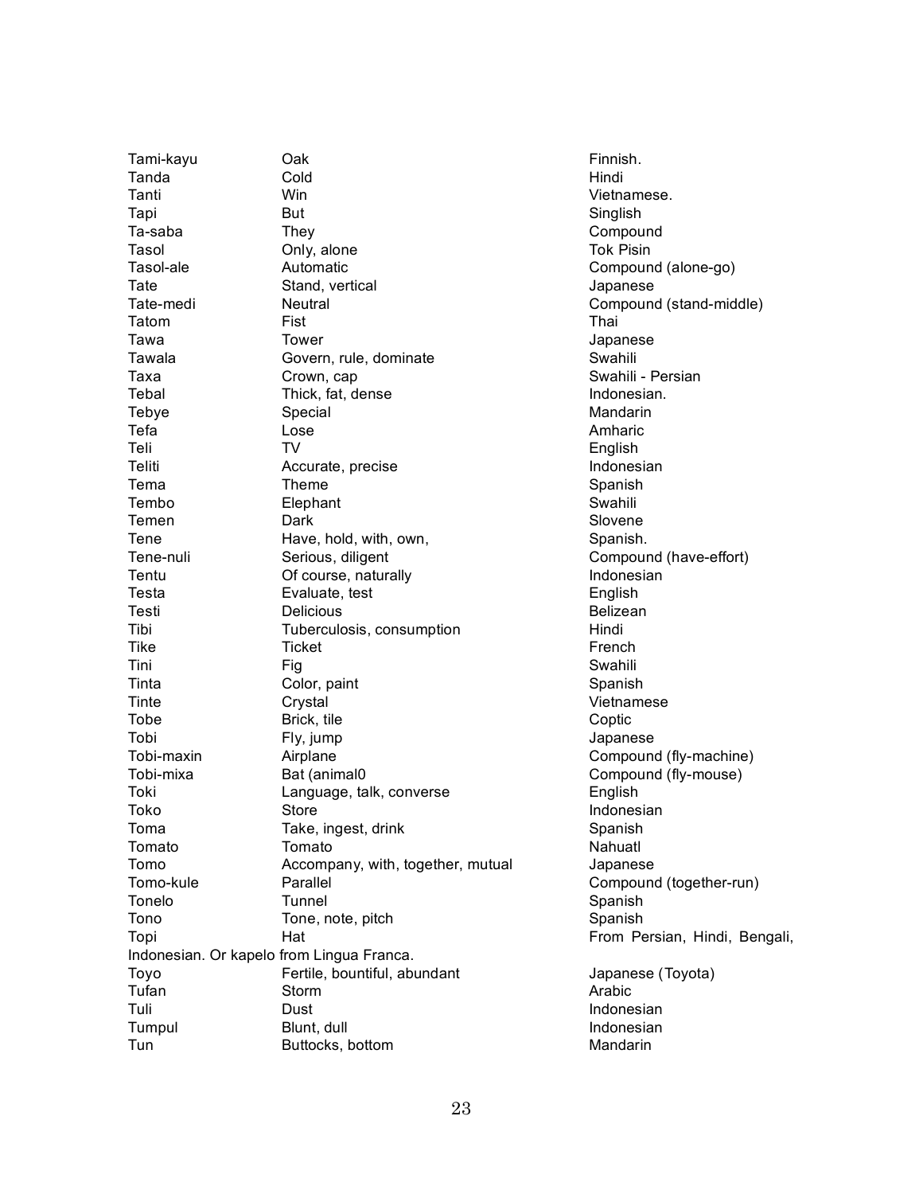| | | |
|---|---|---|
| Tami-kayu | Oak | Finnish. |
| Tanda | Cold | Hindi |
| Tanti | Win | Vietnamese. |
| Tapi | But | Singlish |
| Ta-saba | They | Compound |
| Tasol | Only, alone | Tok Pisin |
| Tasol-ale | Automatic | Compound (alone-go) |
| Tate | Stand, vertical | Japanese |
| Tate-medi | Neutral | Compound (stand-middle) |
| Tatom | Fist | Thai |
| Tawa | Tower | Japanese |
| Tawala | Govern, rule, dominate | Swahili |
| Taxa | Crown, cap | Swahili - Persian |
| Tebal | Thick, fat, dense | Indonesian. |
| Tebye | Special | Mandarin |
| Tefa | Lose | Amharic |
| Teli | TV | English |
| Teliti | Accurate, precise | Indonesian |
| Tema | Theme | Spanish |
| Tembo | Elephant | Swahili |
| Temen | Dark | Slovene |
| Tene | Have, hold, with, own, | Spanish. |
| Tene-nuli | Serious, diligent | Compound (have-effort) |
| Tentu | Of course, naturally | Indonesian |
| Testa | Evaluate, test | English |
| Testi | Delicious | Belizean |
| Tibi | Tuberculosis, consumption | Hindi |
| Tike | Ticket | French |
| Tini | Fig | Swahili |
| Tinta | Color, paint | Spanish |
| Tinte | Crystal | Vietnamese |
| Tobe | Brick, tile | Coptic |
| Tobi | Fly, jump | Japanese |
| Tobi-maxin | Airplane | Compound (fly-machine) |
| Tobi-mixa | Bat (animal0 | Compound (fly-mouse) |
| Toki | Language, talk, converse | English |
| Toko | Store | Indonesian |
| Toma | Take, ingest, drink | Spanish |
| Tomato | Tomato | Nahuatl |
| Tomo | Accompany, with, together, mutual | Japanese |
| Tomo-kule | Parallel | Compound (together-run) |
| Tonelo | Tunnel | Spanish |
| Tono | Tone, note, pitch | Spanish |
| Topi | Hat | From Persian, Hindi, Bengali, Indonesian. Or kapelo from Lingua Franca. |
| Toyo | Fertile, bountiful, abundant | Japanese (Toyota) |
| Tufan | Storm | Arabic |
| Tuli | Dust | Indonesian |
| Tumpul | Blunt, dull | Indonesian |
| Tun | Buttocks, bottom | Mandarin |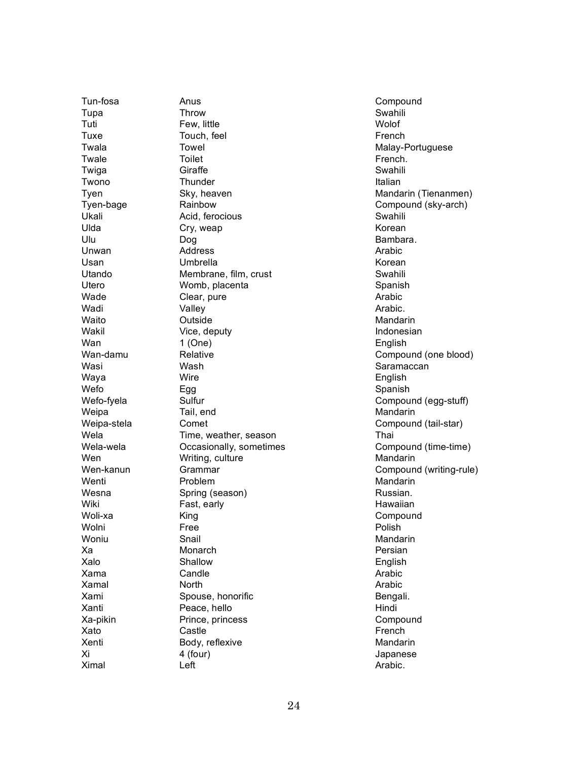| | | |
|---|---|---|
| Tun-fosa | Anus | Compound |
| Tupa | Throw | Swahili |
| Tuti | Few, little | Wolof |
| Tuxe | Touch, feel | French |
| Twala | Towel | Malay-Portuguese |
| Twale | Toilet | French. |
| Twiga | Giraffe | Swahili |
| Twono | Thunder | Italian |
| Tyen | Sky, heaven | Mandarin (Tienanmen) |
| Tyen-bage | Rainbow | Compound (sky-arch) |
| Ukali | Acid, ferocious | Swahili |
| Ulda | Cry, weap | Korean |
| Ulu | Dog | Bambara. |
| Unwan | Address | Arabic |
| Usan | Umbrella | Korean |
| Utando | Membrane, film, crust | Swahili |
| Utero | Womb, placenta | Spanish |
| Wade | Clear, pure | Arabic |
| Wadi | Valley | Arabic. |
| Waito | Outside | Mandarin |
| Wakil | Vice, deputy | Indonesian |
| Wan | 1 (One) | English |
| Wan-damu | Relative | Compound (one blood) |
| Wasi | Wash | Saramaccan |
| Waya | Wire | English |
| Wefo | Egg | Spanish |
| Wefo-fyela | Sulfur | Compound (egg-stuff) |
| Weipa | Tail, end | Mandarin |
| Weipa-stela | Comet | Compound (tail-star) |
| Wela | Time, weather, season | Thai |
| Wela-wela | Occasionally, sometimes | Compound (time-time) |
| Wen | Writing, culture | Mandarin |
| Wen-kanun | Grammar | Compound (writing-rule) |
| Wenti | Problem | Mandarin |
| Wesna | Spring (season) | Russian. |
| Wiki | Fast, early | Hawaiian |
| Woli-xa | King | Compound |
| Wolni | Free | Polish |
| Woniu | Snail | Mandarin |
| Xa | Monarch | Persian |
| Xalo | Shallow | English |
| Xama | Candle | Arabic |
| Xamal | North | Arabic |
| Xami | Spouse, honorific | Bengali. |
| Xanti | Peace, hello | Hindi |
| Xa-pikin | Prince, princess | Compound |
| Xato | Castle | French |
| Xenti | Body, reflexive | Mandarin |
| Xi | 4 (four) | Japanese |
| Ximal | Left | Arabic. |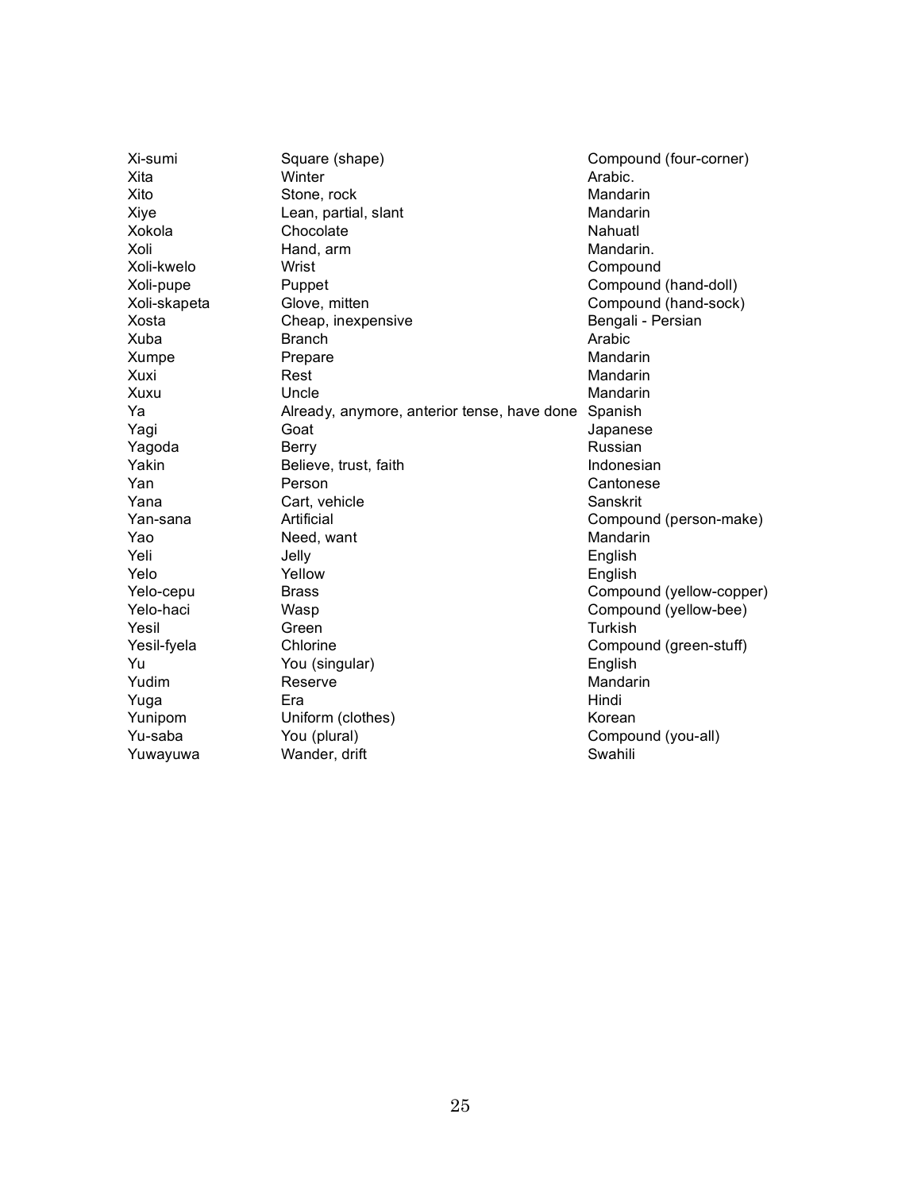| | | |
|---|---|---|
| Xi-sumi | Square (shape) | Compound (four-corner) |
| Xita | Winter | Arabic. |
| Xito | Stone, rock | Mandarin |
| Xiye | Lean, partial, slant | Mandarin |
| Xokola | Chocolate | Nahuatl |
| Xoli | Hand, arm | Mandarin. |
| Xoli-kwelo | Wrist | Compound |
| Xoli-pupe | Puppet | Compound (hand-doll) |
| Xoli-skapeta | Glove, mitten | Compound (hand-sock) |
| Xosta | Cheap, inexpensive | Bengali - Persian |
| Xuba | Branch | Arabic |
| Xumpe | Prepare | Mandarin |
| Xuxi | Rest | Mandarin |
| Xuxu | Uncle | Mandarin |
| Ya | Already, anymore, anterior tense, have done | Spanish |
| Yagi | Goat | Japanese |
| Yagoda | Berry | Russian |
| Yakin | Believe, trust, faith | Indonesian |
| Yan | Person | Cantonese |
| Yana | Cart, vehicle | Sanskrit |
| Yan-sana | Artificial | Compound (person-make) |
| Yao | Need, want | Mandarin |
| Yeli | Jelly | English |
| Yelo | Yellow | English |
| Yelo-cepu | Brass | Compound (yellow-copper) |
| Yelo-haci | Wasp | Compound (yellow-bee) |
| Yesil | Green | Turkish |
| Yesil-fyela | Chlorine | Compound (green-stuff) |
| Yu | You (singular) | English |
| Yudim | Reserve | Mandarin |
| Yuga | Era | Hindi |
| Yunipom | Uniform (clothes) | Korean |
| Yu-saba | You (plural) | Compound (you-all) |
| Yuwayuwa | Wander, drift | Swahili |